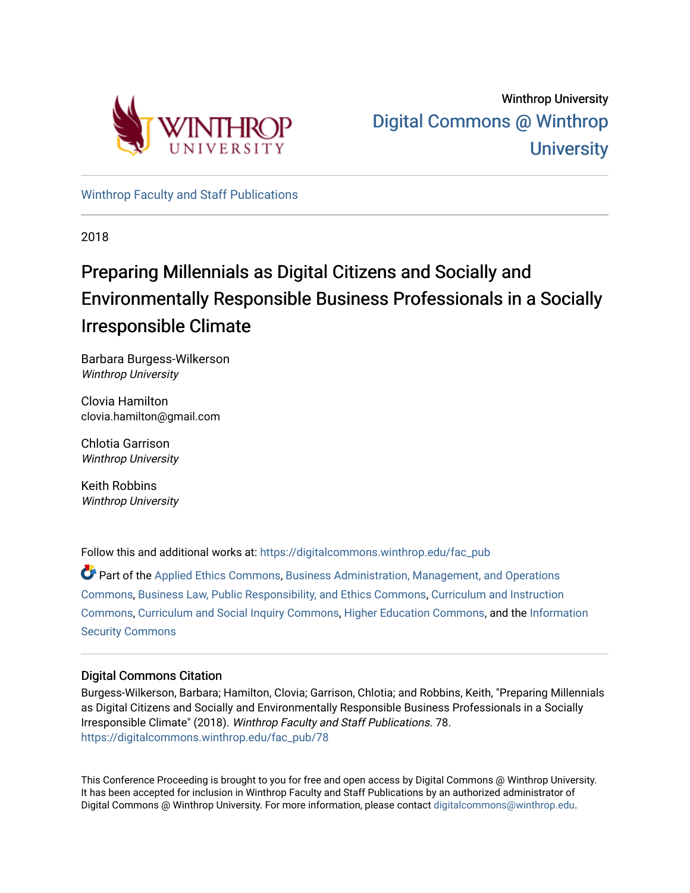Winthrop University

Digital Commons @ Winthrop University

Winthrop Faculty and Staff Publications

2018

# Preparing Millennials as Digital Citizens and Socially and Environmentally Responsible Business Professionals in a Socially Irresponsible Climate

Barbara Burgess-Wilkerson
*Winthrop University*

Clovia Hamilton
clovia.hamilton@gmail.com

Chlotia Garrison
*Winthrop University*

Keith Robbins
*Winthrop University*

Follow this and additional works at: https://digitalcommons.winthrop.edu/fac_pub

Part of the Applied Ethics Commons, Business Administration, Management, and Operations Commons, Business Law, Public Responsibility, and Ethics Commons, Curriculum and Instruction Commons, Curriculum and Social Inquiry Commons, Higher Education Commons, and the Information Security Commons

## Digital Commons Citation

Burgess-Wilkerson, Barbara; Hamilton, Clovia; Garrison, Chlotia; and Robbins, Keith, "Preparing Millennials as Digital Citizens and Socially and Environmentally Responsible Business Professionals in a Socially Irresponsible Climate" (2018). *Winthrop Faculty and Staff Publications*. 78.
https://digitalcommons.winthrop.edu/fac_pub/78

This Conference Proceeding is brought to you for free and open access by Digital Commons @ Winthrop University. It has been accepted for inclusion in Winthrop Faculty and Staff Publications by an authorized administrator of Digital Commons @ Winthrop University. For more information, please contact digitalcommons@winthrop.edu.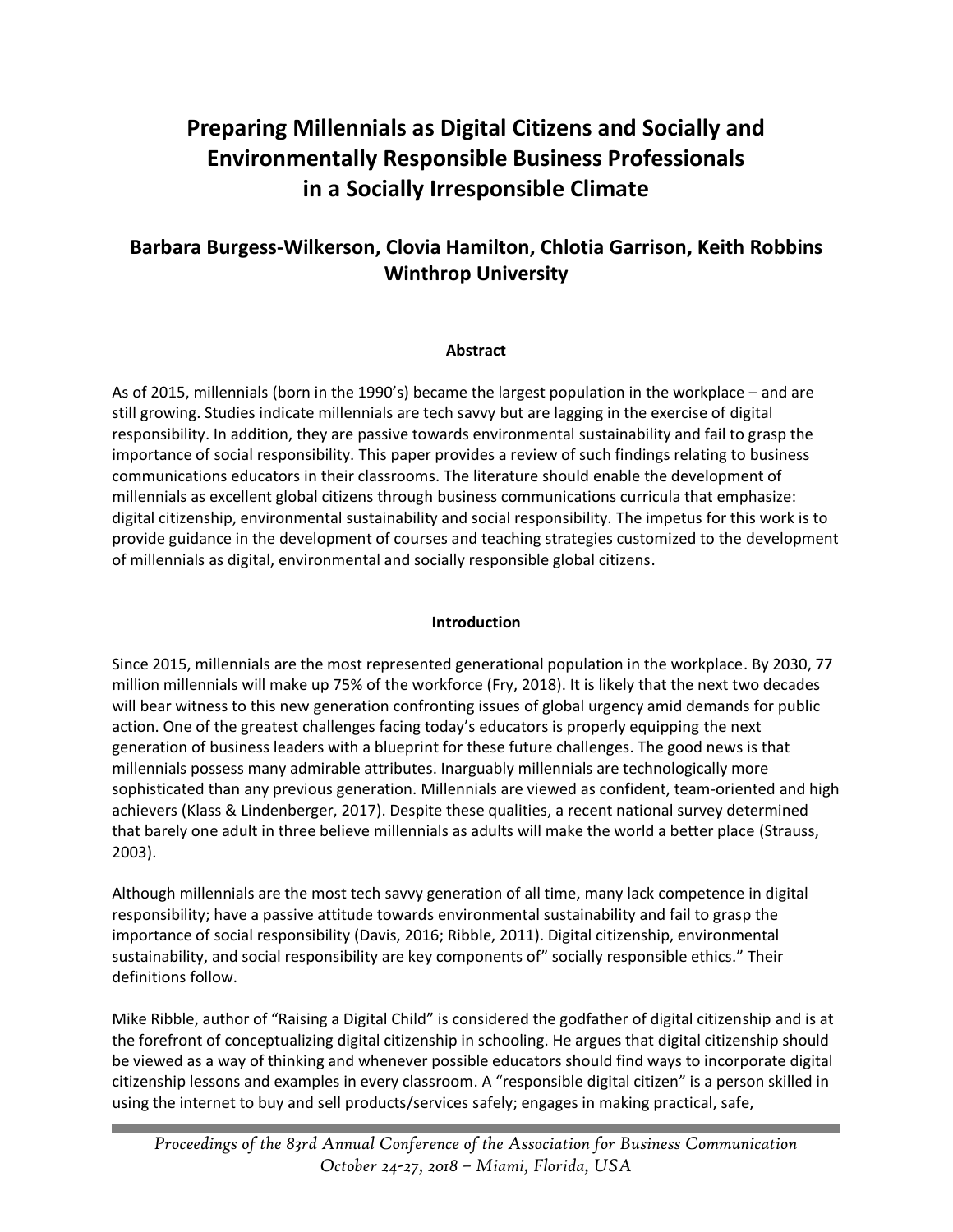# Preparing Millennials as Digital Citizens and Socially and Environmentally Responsible Business Professionals in a Socially Irresponsible Climate

## Barbara Burgess-Wilkerson, Clovia Hamilton, Chlotia Garrison, Keith Robbins
## Winthrop University

### Abstract

As of 2015, millennials (born in the 1990's) became the largest population in the workplace – and are still growing. Studies indicate millennials are tech savvy but are lagging in the exercise of digital responsibility. In addition, they are passive towards environmental sustainability and fail to grasp the importance of social responsibility. This paper provides a review of such findings relating to business communications educators in their classrooms. The literature should enable the development of millennials as excellent global citizens through business communications curricula that emphasize: digital citizenship, environmental sustainability and social responsibility. The impetus for this work is to provide guidance in the development of courses and teaching strategies customized to the development of millennials as digital, environmental and socially responsible global citizens.

### Introduction

Since 2015, millennials are the most represented generational population in the workplace. By 2030, 77 million millennials will make up 75% of the workforce (Fry, 2018). It is likely that the next two decades will bear witness to this new generation confronting issues of global urgency amid demands for public action. One of the greatest challenges facing today's educators is properly equipping the next generation of business leaders with a blueprint for these future challenges. The good news is that millennials possess many admirable attributes. Inarguably millennials are technologically more sophisticated than any previous generation. Millennials are viewed as confident, team-oriented and high achievers (Klass & Lindenberger, 2017). Despite these qualities, a recent national survey determined that barely one adult in three believe millennials as adults will make the world a better place (Strauss, 2003).

Although millennials are the most tech savvy generation of all time, many lack competence in digital responsibility; have a passive attitude towards environmental sustainability and fail to grasp the importance of social responsibility (Davis, 2016; Ribble, 2011). Digital citizenship, environmental sustainability, and social responsibility are key components of" socially responsible ethics." Their definitions follow.

Mike Ribble, author of "Raising a Digital Child" is considered the godfather of digital citizenship and is at the forefront of conceptualizing digital citizenship in schooling. He argues that digital citizenship should be viewed as a way of thinking and whenever possible educators should find ways to incorporate digital citizenship lessons and examples in every classroom. A "responsible digital citizen" is a person skilled in using the internet to buy and sell products/services safely; engages in making practical, safe,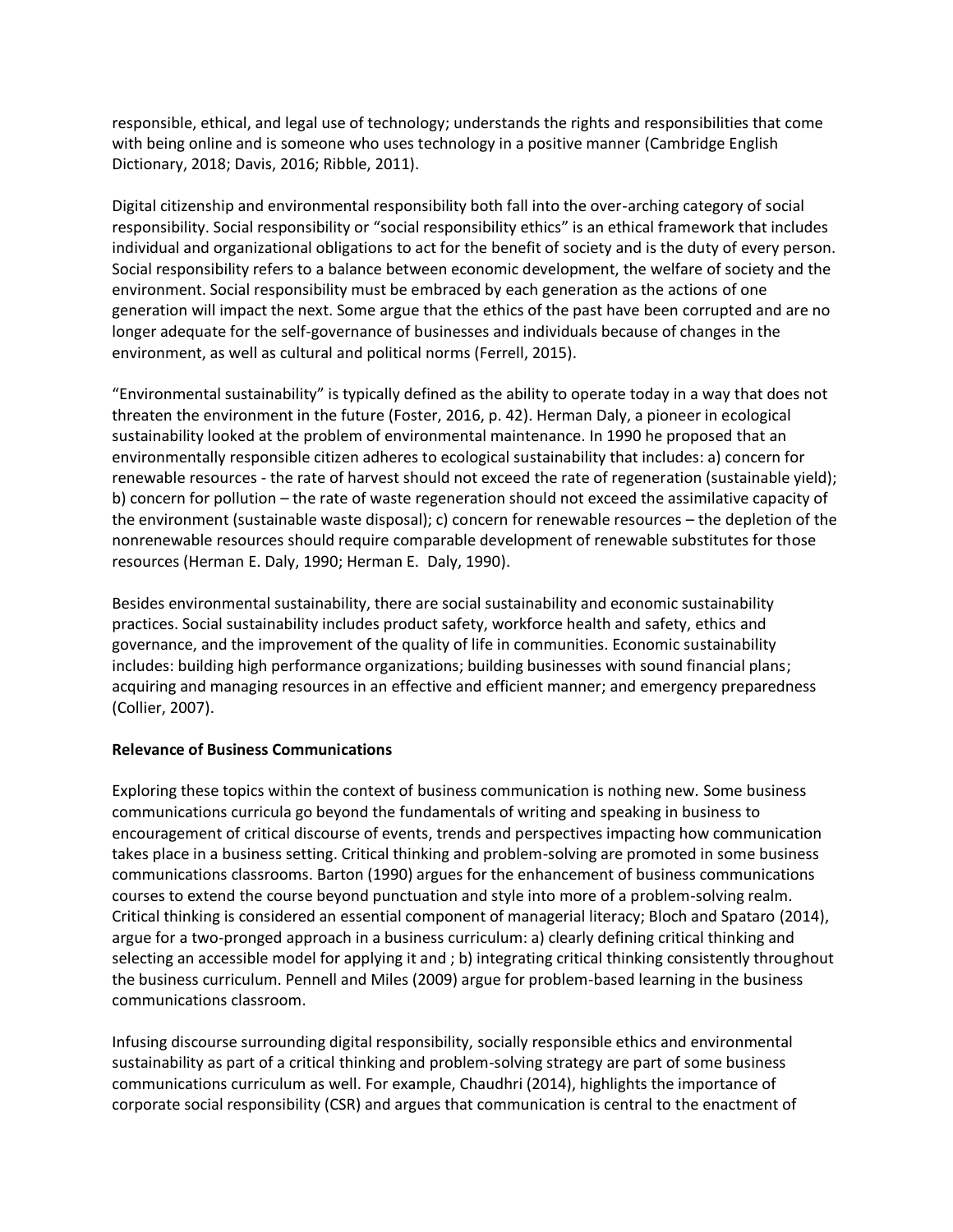responsible, ethical, and legal use of technology; understands the rights and responsibilities that come with being online and is someone who uses technology in a positive manner (Cambridge English Dictionary, 2018; Davis, 2016; Ribble, 2011).

Digital citizenship and environmental responsibility both fall into the over-arching category of social responsibility. Social responsibility or "social responsibility ethics" is an ethical framework that includes individual and organizational obligations to act for the benefit of society and is the duty of every person. Social responsibility refers to a balance between economic development, the welfare of society and the environment. Social responsibility must be embraced by each generation as the actions of one generation will impact the next. Some argue that the ethics of the past have been corrupted and are no longer adequate for the self-governance of businesses and individuals because of changes in the environment, as well as cultural and political norms (Ferrell, 2015).

"Environmental sustainability" is typically defined as the ability to operate today in a way that does not threaten the environment in the future (Foster, 2016, p. 42). Herman Daly, a pioneer in ecological sustainability looked at the problem of environmental maintenance. In 1990 he proposed that an environmentally responsible citizen adheres to ecological sustainability that includes: a) concern for renewable resources - the rate of harvest should not exceed the rate of regeneration (sustainable yield); b) concern for pollution – the rate of waste regeneration should not exceed the assimilative capacity of the environment (sustainable waste disposal); c) concern for renewable resources – the depletion of the nonrenewable resources should require comparable development of renewable substitutes for those resources (Herman E. Daly, 1990; Herman E. Daly, 1990).

Besides environmental sustainability, there are social sustainability and economic sustainability practices. Social sustainability includes product safety, workforce health and safety, ethics and governance, and the improvement of the quality of life in communities. Economic sustainability includes: building high performance organizations; building businesses with sound financial plans; acquiring and managing resources in an effective and efficient manner; and emergency preparedness (Collier, 2007).

**Relevance of Business Communications**

Exploring these topics within the context of business communication is nothing new. Some business communications curricula go beyond the fundamentals of writing and speaking in business to encouragement of critical discourse of events, trends and perspectives impacting how communication takes place in a business setting. Critical thinking and problem-solving are promoted in some business communications classrooms. Barton (1990) argues for the enhancement of business communications courses to extend the course beyond punctuation and style into more of a problem-solving realm. Critical thinking is considered an essential component of managerial literacy; Bloch and Spataro (2014), argue for a two-pronged approach in a business curriculum: a) clearly defining critical thinking and selecting an accessible model for applying it and ; b) integrating critical thinking consistently throughout the business curriculum. Pennell and Miles (2009) argue for problem-based learning in the business communications classroom.

Infusing discourse surrounding digital responsibility, socially responsible ethics and environmental sustainability as part of a critical thinking and problem-solving strategy are part of some business communications curriculum as well. For example, Chaudhri (2014), highlights the importance of corporate social responsibility (CSR) and argues that communication is central to the enactment of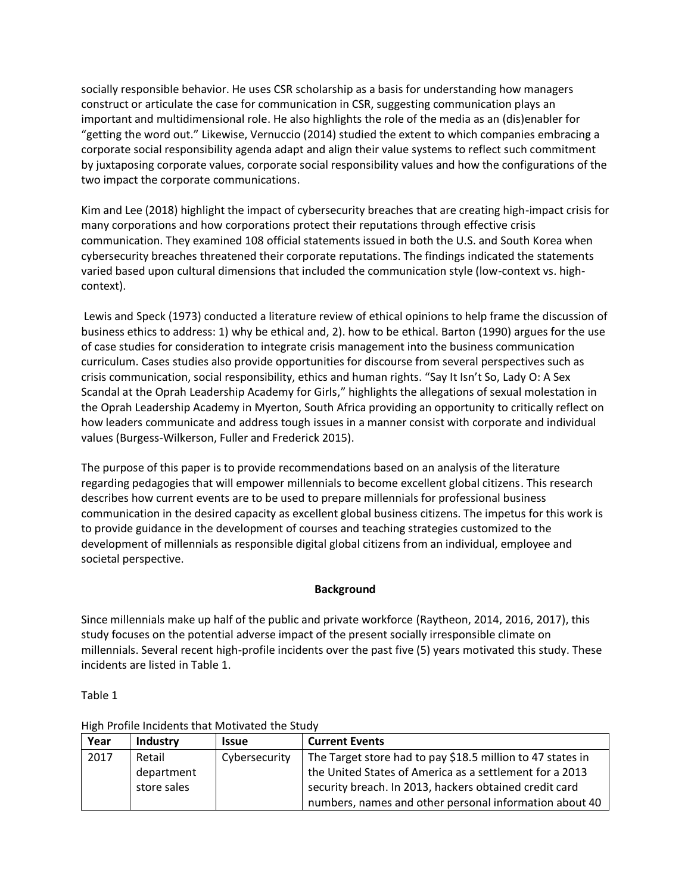socially responsible behavior. He uses CSR scholarship as a basis for understanding how managers construct or articulate the case for communication in CSR, suggesting communication plays an important and multidimensional role. He also highlights the role of the media as an (dis)enabler for "getting the word out." Likewise, Vernuccio (2014) studied the extent to which companies embracing a corporate social responsibility agenda adapt and align their value systems to reflect such commitment by juxtaposing corporate values, corporate social responsibility values and how the configurations of the two impact the corporate communications.

Kim and Lee (2018) highlight the impact of cybersecurity breaches that are creating high-impact crisis for many corporations and how corporations protect their reputations through effective crisis communication. They examined 108 official statements issued in both the U.S. and South Korea when cybersecurity breaches threatened their corporate reputations. The findings indicated the statements varied based upon cultural dimensions that included the communication style (low-context vs. high-context).

Lewis and Speck (1973) conducted a literature review of ethical opinions to help frame the discussion of business ethics to address: 1) why be ethical and, 2). how to be ethical. Barton (1990) argues for the use of case studies for consideration to integrate crisis management into the business communication curriculum. Cases studies also provide opportunities for discourse from several perspectives such as crisis communication, social responsibility, ethics and human rights. "Say It Isn't So, Lady O: A Sex Scandal at the Oprah Leadership Academy for Girls," highlights the allegations of sexual molestation in the Oprah Leadership Academy in Myerton, South Africa providing an opportunity to critically reflect on how leaders communicate and address tough issues in a manner consist with corporate and individual values (Burgess-Wilkerson, Fuller and Frederick 2015).

The purpose of this paper is to provide recommendations based on an analysis of the literature regarding pedagogies that will empower millennials to become excellent global citizens. This research describes how current events are to be used to prepare millennials for professional business communication in the desired capacity as excellent global business citizens. The impetus for this work is to provide guidance in the development of courses and teaching strategies customized to the development of millennials as responsible digital global citizens from an individual, employee and societal perspective.

## Background

Since millennials make up half of the public and private workforce (Raytheon, 2014, 2016, 2017), this study focuses on the potential adverse impact of the present socially irresponsible climate on millennials. Several recent high-profile incidents over the past five (5) years motivated this study. These incidents are listed in Table 1.

Table 1

High Profile Incidents that Motivated the Study

| Year | Industry | Issue | Current Events |
|---|---|---|---|
| 2017 | Retail department store sales | Cybersecurity | The Target store had to pay $18.5 million to 47 states in the United States of America as a settlement for a 2013 security breach. In 2013, hackers obtained credit card numbers, names and other personal information about 40 |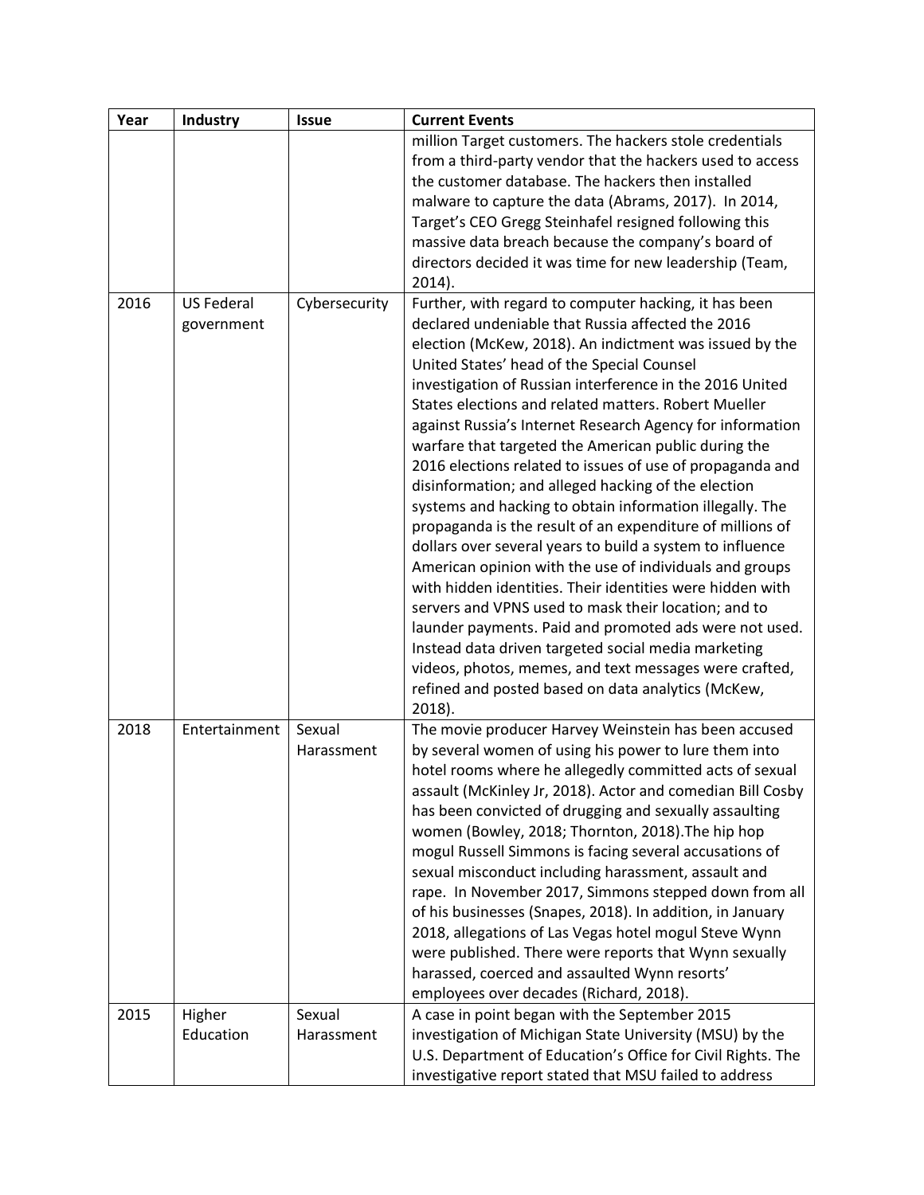| Year | Industry | Issue | Current Events |
|---|---|---|---|
| | | | million Target customers. The hackers stole credentials from a third-party vendor that the hackers used to access the customer database. The hackers then installed malware to capture the data (Abrams, 2017). In 2014, Target's CEO Gregg Steinhafel resigned following this massive data breach because the company's board of directors decided it was time for new leadership (Team, 2014). |
| 2016 | US Federal government | Cybersecurity | Further, with regard to computer hacking, it has been declared undeniable that Russia affected the 2016 election (McKew, 2018). An indictment was issued by the United States' head of the Special Counsel investigation of Russian interference in the 2016 United States elections and related matters. Robert Mueller against Russia's Internet Research Agency for information warfare that targeted the American public during the 2016 elections related to issues of use of propaganda and disinformation; and alleged hacking of the election systems and hacking to obtain information illegally. The propaganda is the result of an expenditure of millions of dollars over several years to build a system to influence American opinion with the use of individuals and groups with hidden identities. Their identities were hidden with servers and VPNS used to mask their location; and to launder payments. Paid and promoted ads were not used. Instead data driven targeted social media marketing videos, photos, memes, and text messages were crafted, refined and posted based on data analytics (McKew, 2018). |
| 2018 | Entertainment | Sexual Harassment | The movie producer Harvey Weinstein has been accused by several women of using his power to lure them into hotel rooms where he allegedly committed acts of sexual assault (McKinley Jr, 2018). Actor and comedian Bill Cosby has been convicted of drugging and sexually assaulting women (Bowley, 2018; Thornton, 2018).The hip hop mogul Russell Simmons is facing several accusations of sexual misconduct including harassment, assault and rape. In November 2017, Simmons stepped down from all of his businesses (Snapes, 2018). In addition, in January 2018, allegations of Las Vegas hotel mogul Steve Wynn were published. There were reports that Wynn sexually harassed, coerced and assaulted Wynn resorts' employees over decades (Richard, 2018). |
| 2015 | Higher Education | Sexual Harassment | A case in point began with the September 2015 investigation of Michigan State University (MSU) by the U.S. Department of Education's Office for Civil Rights. The investigative report stated that MSU failed to address |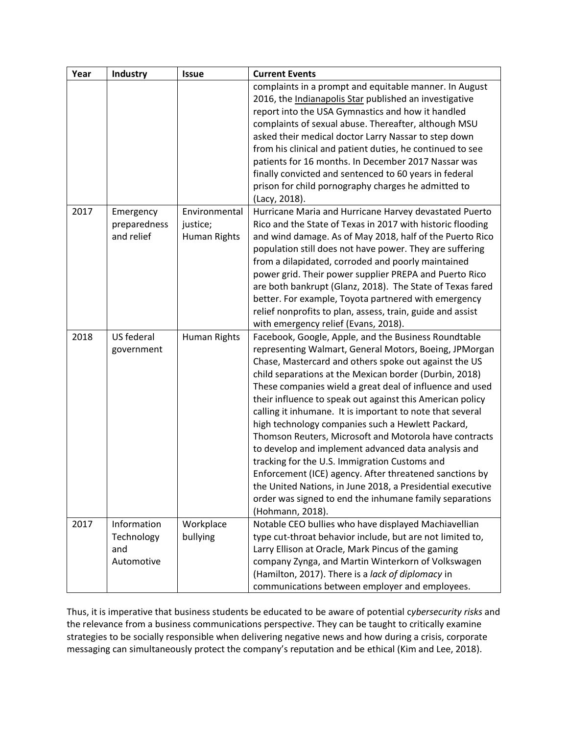| Year | Industry | Issue | Current Events |
|---|---|---|---|
| | | | complaints in a prompt and equitable manner. In August 2016, the Indianapolis Star published an investigative report into the USA Gymnastics and how it handled complaints of sexual abuse. Thereafter, although MSU asked their medical doctor Larry Nassar to step down from his clinical and patient duties, he continued to see patients for 16 months. In December 2017 Nassar was finally convicted and sentenced to 60 years in federal prison for child pornography charges he admitted to (Lacy, 2018). |
| 2017 | Emergency preparedness and relief | Environmental justice; Human Rights | Hurricane Maria and Hurricane Harvey devastated Puerto Rico and the State of Texas in 2017 with historic flooding and wind damage. As of May 2018, half of the Puerto Rico population still does not have power. They are suffering from a dilapidated, corroded and poorly maintained power grid. Their power supplier PREPA and Puerto Rico are both bankrupt (Glanz, 2018). The State of Texas fared better. For example, Toyota partnered with emergency relief nonprofits to plan, assess, train, guide and assist with emergency relief (Evans, 2018). |
| 2018 | US federal government | Human Rights | Facebook, Google, Apple, and the Business Roundtable representing Walmart, General Motors, Boeing, JPMorgan Chase, Mastercard and others spoke out against the US child separations at the Mexican border (Durbin, 2018) These companies wield a great deal of influence and used their influence to speak out against this American policy calling it inhumane. It is important to note that several high technology companies such a Hewlett Packard, Thomson Reuters, Microsoft and Motorola have contracts to develop and implement advanced data analysis and tracking for the U.S. Immigration Customs and Enforcement (ICE) agency. After threatened sanctions by the United Nations, in June 2018, a Presidential executive order was signed to end the inhumane family separations (Hohmann, 2018). |
| 2017 | Information Technology and Automotive | Workplace bullying | Notable CEO bullies who have displayed Machiavellian type cut-throat behavior include, but are not limited to, Larry Ellison at Oracle, Mark Pincus of the gaming company Zynga, and Martin Winterkorn of Volkswagen (Hamilton, 2017). There is a *lack of diplomacy* in communications between employer and employees. |

Thus, it is imperative that business students be educated to be aware of potential c*ybersecurity risks* and the relevance from a business communications perspectiv*e*. They can be taught to critically examine strategies to be socially responsible when delivering negative news and how during a crisis, corporate messaging can simultaneously protect the company's reputation and be ethical (Kim and Lee, 2018).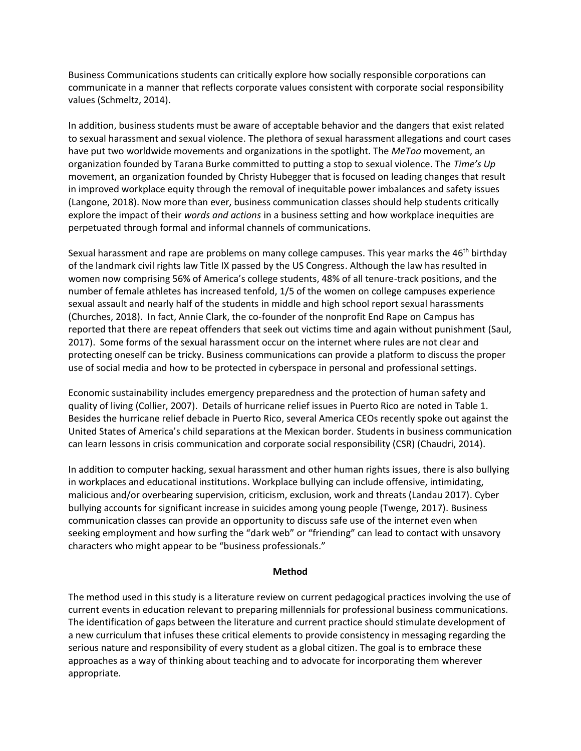Business Communications students can critically explore how socially responsible corporations can communicate in a manner that reflects corporate values consistent with corporate social responsibility values (Schmeltz, 2014).

In addition, business students must be aware of acceptable behavior and the dangers that exist related to sexual harassment and sexual violence. The plethora of sexual harassment allegations and court cases have put two worldwide movements and organizations in the spotlight. The *MeToo* movement, an organization founded by Tarana Burke committed to putting a stop to sexual violence. The *Time's Up* movement, an organization founded by Christy Hubegger that is focused on leading changes that result in improved workplace equity through the removal of inequitable power imbalances and safety issues (Langone, 2018). Now more than ever, business communication classes should help students critically explore the impact of their *words and actions* in a business setting and how workplace inequities are perpetuated through formal and informal channels of communications.

Sexual harassment and rape are problems on many college campuses. This year marks the 46th birthday of the landmark civil rights law Title IX passed by the US Congress. Although the law has resulted in women now comprising 56% of America's college students, 48% of all tenure-track positions, and the number of female athletes has increased tenfold, 1/5 of the women on college campuses experience sexual assault and nearly half of the students in middle and high school report sexual harassments (Churches, 2018). In fact, Annie Clark, the co-founder of the nonprofit End Rape on Campus has reported that there are repeat offenders that seek out victims time and again without punishment (Saul, 2017). Some forms of the sexual harassment occur on the internet where rules are not clear and protecting oneself can be tricky. Business communications can provide a platform to discuss the proper use of social media and how to be protected in cyberspace in personal and professional settings.

Economic sustainability includes emergency preparedness and the protection of human safety and quality of living (Collier, 2007). Details of hurricane relief issues in Puerto Rico are noted in Table 1. Besides the hurricane relief debacle in Puerto Rico, several America CEOs recently spoke out against the United States of America's child separations at the Mexican border. Students in business communication can learn lessons in crisis communication and corporate social responsibility (CSR) (Chaudri, 2014).

In addition to computer hacking, sexual harassment and other human rights issues, there is also bullying in workplaces and educational institutions. Workplace bullying can include offensive, intimidating, malicious and/or overbearing supervision, criticism, exclusion, work and threats (Landau 2017). Cyber bullying accounts for significant increase in suicides among young people (Twenge, 2017). Business communication classes can provide an opportunity to discuss safe use of the internet even when seeking employment and how surfing the "dark web" or "friending" can lead to contact with unsavory characters who might appear to be "business professionals."

## Method

The method used in this study is a literature review on current pedagogical practices involving the use of current events in education relevant to preparing millennials for professional business communications. The identification of gaps between the literature and current practice should stimulate development of a new curriculum that infuses these critical elements to provide consistency in messaging regarding the serious nature and responsibility of every student as a global citizen. The goal is to embrace these approaches as a way of thinking about teaching and to advocate for incorporating them wherever appropriate.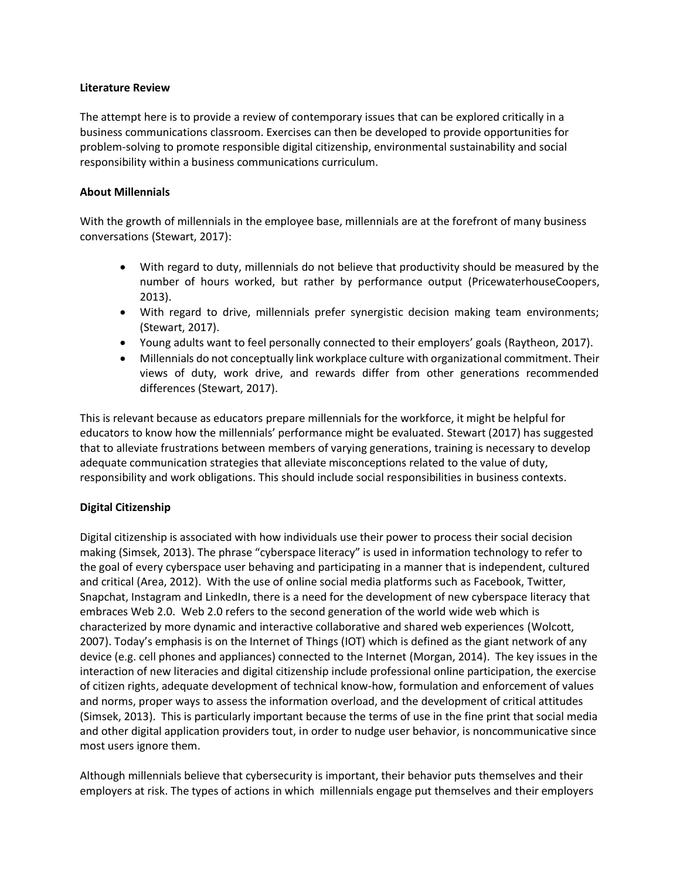**Literature Review**

The attempt here is to provide a review of contemporary issues that can be explored critically in a business communications classroom. Exercises can then be developed to provide opportunities for problem-solving to promote responsible digital citizenship, environmental sustainability and social responsibility within a business communications curriculum.

**About Millennials**

With the growth of millennials in the employee base, millennials are at the forefront of many business conversations (Stewart, 2017):

- With regard to duty, millennials do not believe that productivity should be measured by the number of hours worked, but rather by performance output (PricewaterhouseCoopers, 2013).
- With regard to drive, millennials prefer synergistic decision making team environments; (Stewart, 2017).
- Young adults want to feel personally connected to their employers' goals (Raytheon, 2017).
- Millennials do not conceptually link workplace culture with organizational commitment. Their views of duty, work drive, and rewards differ from other generations recommended differences (Stewart, 2017).

This is relevant because as educators prepare millennials for the workforce, it might be helpful for educators to know how the millennials' performance might be evaluated. Stewart (2017) has suggested that to alleviate frustrations between members of varying generations, training is necessary to develop adequate communication strategies that alleviate misconceptions related to the value of duty, responsibility and work obligations. This should include social responsibilities in business contexts.

**Digital Citizenship**

Digital citizenship is associated with how individuals use their power to process their social decision making (Simsek, 2013). The phrase "cyberspace literacy" is used in information technology to refer to the goal of every cyberspace user behaving and participating in a manner that is independent, cultured and critical (Area, 2012). With the use of online social media platforms such as Facebook, Twitter, Snapchat, Instagram and LinkedIn, there is a need for the development of new cyberspace literacy that embraces Web 2.0. Web 2.0 refers to the second generation of the world wide web which is characterized by more dynamic and interactive collaborative and shared web experiences (Wolcott, 2007). Today's emphasis is on the Internet of Things (IOT) which is defined as the giant network of any device (e.g. cell phones and appliances) connected to the Internet (Morgan, 2014). The key issues in the interaction of new literacies and digital citizenship include professional online participation, the exercise of citizen rights, adequate development of technical know-how, formulation and enforcement of values and norms, proper ways to assess the information overload, and the development of critical attitudes (Simsek, 2013). This is particularly important because the terms of use in the fine print that social media and other digital application providers tout, in order to nudge user behavior, is noncommunicative since most users ignore them.

Although millennials believe that cybersecurity is important, their behavior puts themselves and their employers at risk. The types of actions in which millennials engage put themselves and their employers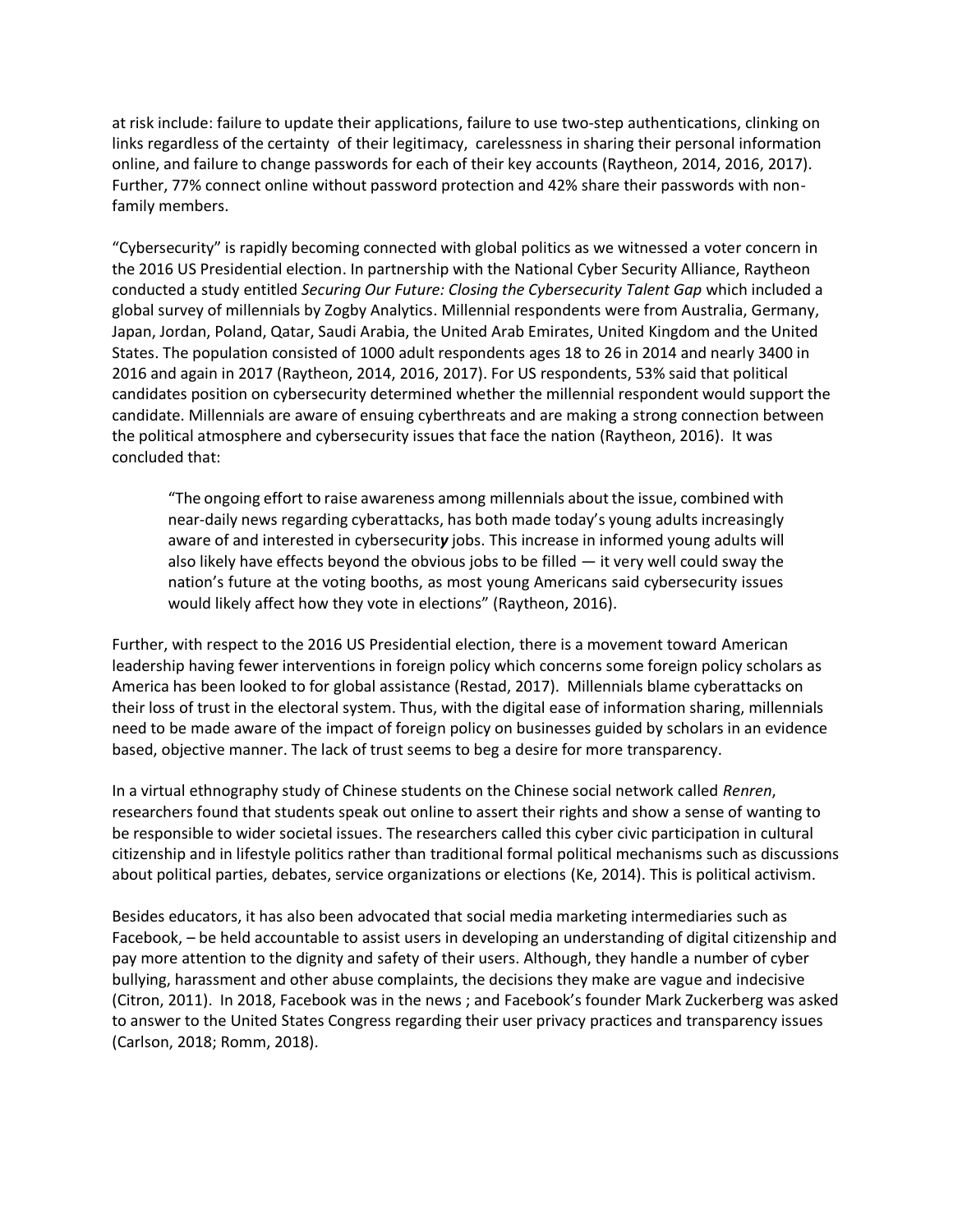at risk include: failure to update their applications, failure to use two-step authentications, clinking on links regardless of the certainty of their legitimacy, carelessness in sharing their personal information online, and failure to change passwords for each of their key accounts (Raytheon, 2014, 2016, 2017). Further, 77% connect online without password protection and 42% share their passwords with non-family members.

"Cybersecurity" is rapidly becoming connected with global politics as we witnessed a voter concern in the 2016 US Presidential election. In partnership with the National Cyber Security Alliance, Raytheon conducted a study entitled *Securing Our Future: Closing the Cybersecurity Talent Gap* which included a global survey of millennials by Zogby Analytics. Millennial respondents were from Australia, Germany, Japan, Jordan, Poland, Qatar, Saudi Arabia, the United Arab Emirates, United Kingdom and the United States. The population consisted of 1000 adult respondents ages 18 to 26 in 2014 and nearly 3400 in 2016 and again in 2017 (Raytheon, 2014, 2016, 2017). For US respondents, 53% said that political candidates position on cybersecurity determined whether the millennial respondent would support the candidate. Millennials are aware of ensuing cyberthreats and are making a strong connection between the political atmosphere and cybersecurity issues that face the nation (Raytheon, 2016). It was concluded that:

> "The ongoing effort to raise awareness among millennials about the issue, combined with near-daily news regarding cyberattacks, has both made today's young adults increasingly aware of and interested in cybersecurit***y*** jobs. This increase in informed young adults will also likely have effects beyond the obvious jobs to be filled — it very well could sway the nation's future at the voting booths, as most young Americans said cybersecurity issues would likely affect how they vote in elections" (Raytheon, 2016).

Further, with respect to the 2016 US Presidential election, there is a movement toward American leadership having fewer interventions in foreign policy which concerns some foreign policy scholars as America has been looked to for global assistance (Restad, 2017). Millennials blame cyberattacks on their loss of trust in the electoral system. Thus, with the digital ease of information sharing, millennials need to be made aware of the impact of foreign policy on businesses guided by scholars in an evidence based, objective manner. The lack of trust seems to beg a desire for more transparency.

In a virtual ethnography study of Chinese students on the Chinese social network called *Renren*, researchers found that students speak out online to assert their rights and show a sense of wanting to be responsible to wider societal issues. The researchers called this cyber civic participation in cultural citizenship and in lifestyle politics rather than traditional formal political mechanisms such as discussions about political parties, debates, service organizations or elections (Ke, 2014). This is political activism.

Besides educators, it has also been advocated that social media marketing intermediaries such as Facebook, – be held accountable to assist users in developing an understanding of digital citizenship and pay more attention to the dignity and safety of their users. Although, they handle a number of cyber bullying, harassment and other abuse complaints, the decisions they make are vague and indecisive (Citron, 2011). In 2018, Facebook was in the news ; and Facebook's founder Mark Zuckerberg was asked to answer to the United States Congress regarding their user privacy practices and transparency issues (Carlson, 2018; Romm, 2018).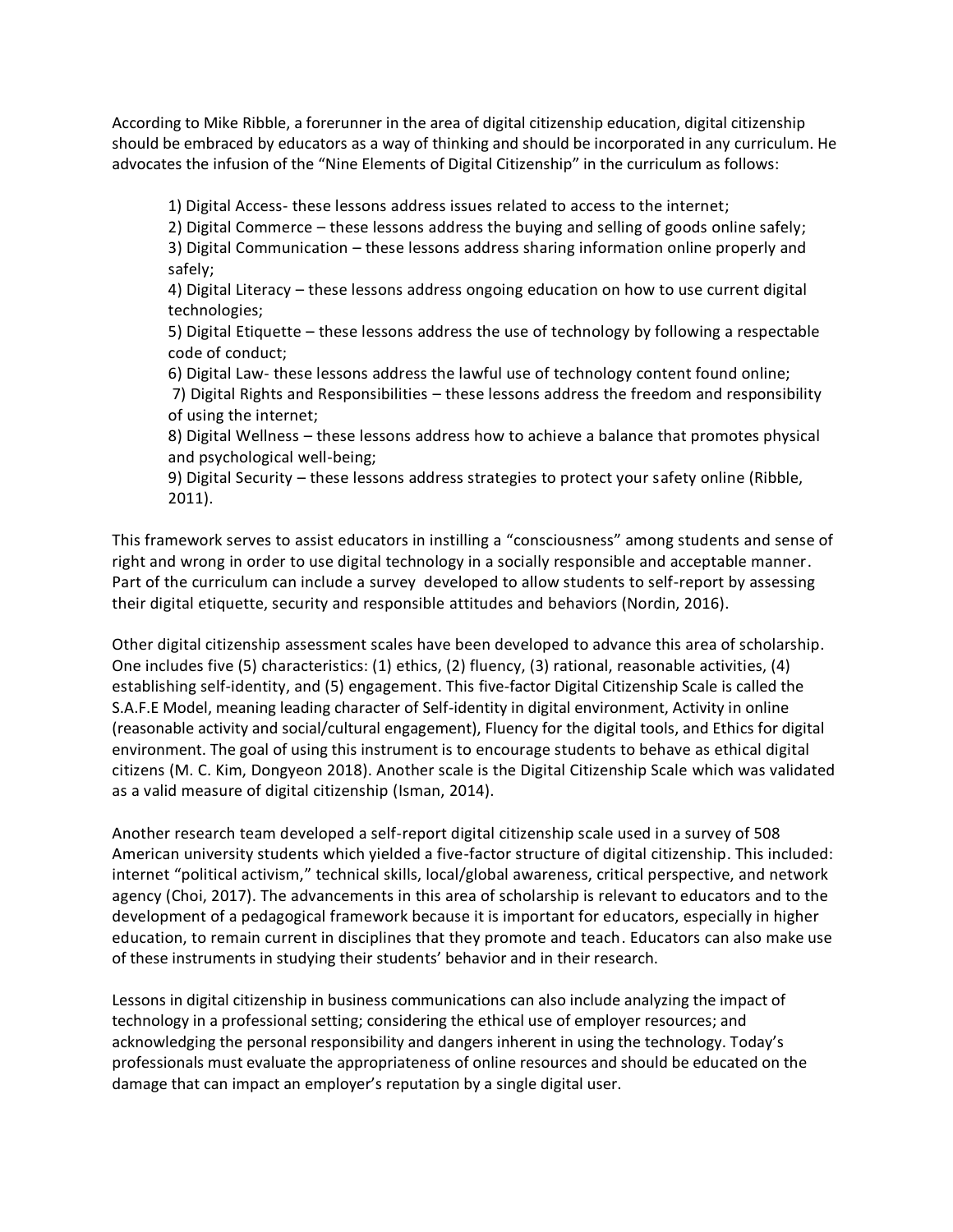According to Mike Ribble, a forerunner in the area of digital citizenship education, digital citizenship should be embraced by educators as a way of thinking and should be incorporated in any curriculum. He advocates the infusion of the "Nine Elements of Digital Citizenship" in the curriculum as follows:

1) Digital Access- these lessons address issues related to access to the internet;
2) Digital Commerce – these lessons address the buying and selling of goods online safely;
3) Digital Communication – these lessons address sharing information online properly and safely;
4) Digital Literacy – these lessons address ongoing education on how to use current digital technologies;
5) Digital Etiquette – these lessons address the use of technology by following a respectable code of conduct;
6) Digital Law- these lessons address the lawful use of technology content found online;
7) Digital Rights and Responsibilities – these lessons address the freedom and responsibility of using the internet;
8) Digital Wellness – these lessons address how to achieve a balance that promotes physical and psychological well-being;
9) Digital Security – these lessons address strategies to protect your safety online (Ribble, 2011).

This framework serves to assist educators in instilling a "consciousness" among students and sense of right and wrong in order to use digital technology in a socially responsible and acceptable manner. Part of the curriculum can include a survey developed to allow students to self-report by assessing their digital etiquette, security and responsible attitudes and behaviors (Nordin, 2016).

Other digital citizenship assessment scales have been developed to advance this area of scholarship. One includes five (5) characteristics: (1) ethics, (2) fluency, (3) rational, reasonable activities, (4) establishing self-identity, and (5) engagement. This five-factor Digital Citizenship Scale is called the S.A.F.E Model, meaning leading character of Self-identity in digital environment, Activity in online (reasonable activity and social/cultural engagement), Fluency for the digital tools, and Ethics for digital environment. The goal of using this instrument is to encourage students to behave as ethical digital citizens (M. C. Kim, Dongyeon 2018). Another scale is the Digital Citizenship Scale which was validated as a valid measure of digital citizenship (Isman, 2014).

Another research team developed a self-report digital citizenship scale used in a survey of 508 American university students which yielded a five-factor structure of digital citizenship. This included: internet "political activism," technical skills, local/global awareness, critical perspective, and network agency (Choi, 2017). The advancements in this area of scholarship is relevant to educators and to the development of a pedagogical framework because it is important for educators, especially in higher education, to remain current in disciplines that they promote and teach. Educators can also make use of these instruments in studying their students' behavior and in their research.

Lessons in digital citizenship in business communications can also include analyzing the impact of technology in a professional setting; considering the ethical use of employer resources; and acknowledging the personal responsibility and dangers inherent in using the technology. Today's professionals must evaluate the appropriateness of online resources and should be educated on the damage that can impact an employer's reputation by a single digital user.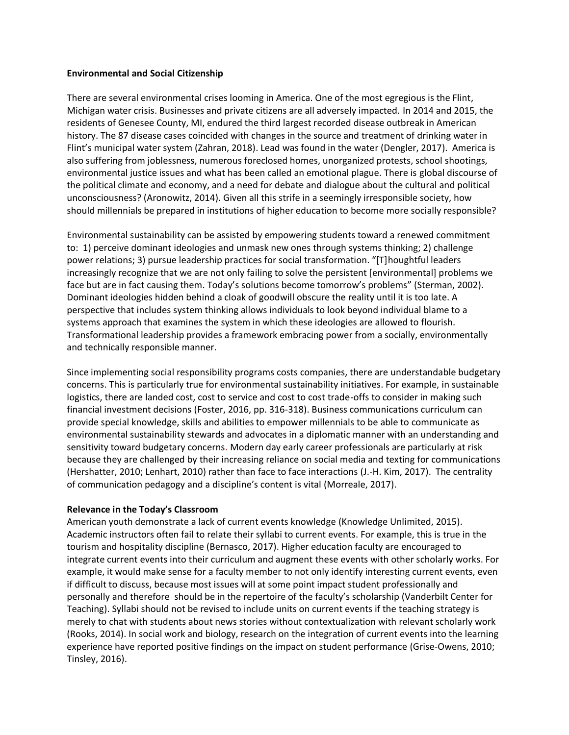**Environmental and Social Citizenship**

There are several environmental crises looming in America. One of the most egregious is the Flint, Michigan water crisis. Businesses and private citizens are all adversely impacted. In 2014 and 2015, the residents of Genesee County, MI, endured the third largest recorded disease outbreak in American history. The 87 disease cases coincided with changes in the source and treatment of drinking water in Flint's municipal water system (Zahran, 2018). Lead was found in the water (Dengler, 2017). America is also suffering from joblessness, numerous foreclosed homes, unorganized protests, school shootings, environmental justice issues and what has been called an emotional plague. There is global discourse of the political climate and economy, and a need for debate and dialogue about the cultural and political unconsciousness? (Aronowitz, 2014). Given all this strife in a seemingly irresponsible society, how should millennials be prepared in institutions of higher education to become more socially responsible?

Environmental sustainability can be assisted by empowering students toward a renewed commitment to: 1) perceive dominant ideologies and unmask new ones through systems thinking; 2) challenge power relations; 3) pursue leadership practices for social transformation. "[T]houghtful leaders increasingly recognize that we are not only failing to solve the persistent [environmental] problems we face but are in fact causing them. Today's solutions become tomorrow's problems" (Sterman, 2002). Dominant ideologies hidden behind a cloak of goodwill obscure the reality until it is too late. A perspective that includes system thinking allows individuals to look beyond individual blame to a systems approach that examines the system in which these ideologies are allowed to flourish. Transformational leadership provides a framework embracing power from a socially, environmentally and technically responsible manner.

Since implementing social responsibility programs costs companies, there are understandable budgetary concerns. This is particularly true for environmental sustainability initiatives. For example, in sustainable logistics, there are landed cost, cost to service and cost to cost trade-offs to consider in making such financial investment decisions (Foster, 2016, pp. 316-318). Business communications curriculum can provide special knowledge, skills and abilities to empower millennials to be able to communicate as environmental sustainability stewards and advocates in a diplomatic manner with an understanding and sensitivity toward budgetary concerns. Modern day early career professionals are particularly at risk because they are challenged by their increasing reliance on social media and texting for communications (Hershatter, 2010; Lenhart, 2010) rather than face to face interactions (J.-H. Kim, 2017). The centrality of communication pedagogy and a discipline's content is vital (Morreale, 2017).

**Relevance in the Today's Classroom**

American youth demonstrate a lack of current events knowledge (Knowledge Unlimited, 2015). Academic instructors often fail to relate their syllabi to current events. For example, this is true in the tourism and hospitality discipline (Bernasco, 2017). Higher education faculty are encouraged to integrate current events into their curriculum and augment these events with other scholarly works. For example, it would make sense for a faculty member to not only identify interesting current events, even if difficult to discuss, because most issues will at some point impact student professionally and personally and therefore should be in the repertoire of the faculty's scholarship (Vanderbilt Center for Teaching). Syllabi should not be revised to include units on current events if the teaching strategy is merely to chat with students about news stories without contextualization with relevant scholarly work (Rooks, 2014). In social work and biology, research on the integration of current events into the learning experience have reported positive findings on the impact on student performance (Grise-Owens, 2010; Tinsley, 2016).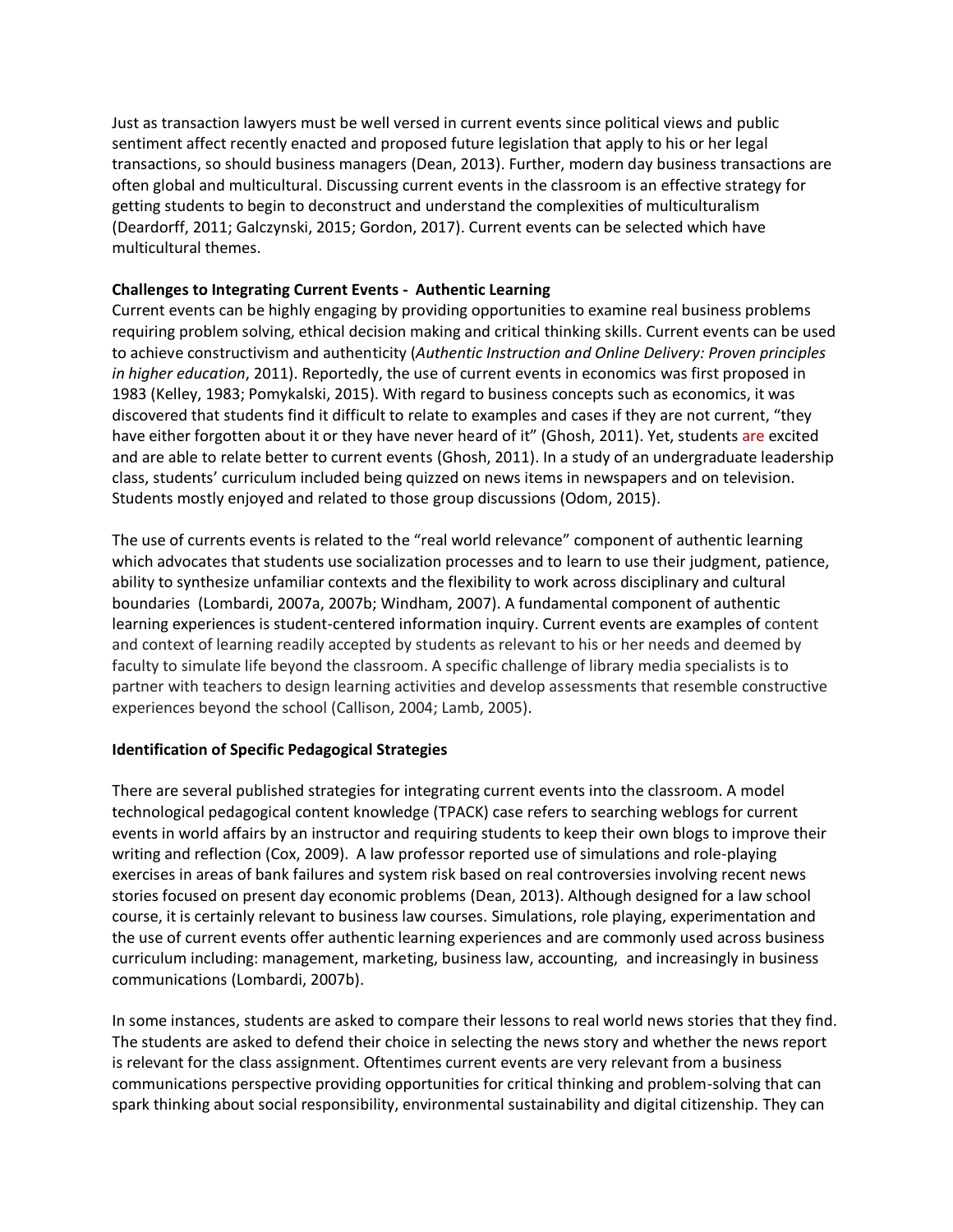Just as transaction lawyers must be well versed in current events since political views and public sentiment affect recently enacted and proposed future legislation that apply to his or her legal transactions, so should business managers (Dean, 2013). Further, modern day business transactions are often global and multicultural. Discussing current events in the classroom is an effective strategy for getting students to begin to deconstruct and understand the complexities of multiculturalism (Deardorff, 2011; Galczynski, 2015; Gordon, 2017). Current events can be selected which have multicultural themes.

**Challenges to Integrating Current Events - Authentic Learning**

Current events can be highly engaging by providing opportunities to examine real business problems requiring problem solving, ethical decision making and critical thinking skills. Current events can be used to achieve constructivism and authenticity (*Authentic Instruction and Online Delivery: Proven principles in higher education*, 2011). Reportedly, the use of current events in economics was first proposed in 1983 (Kelley, 1983; Pomykalski, 2015). With regard to business concepts such as economics, it was discovered that students find it difficult to relate to examples and cases if they are not current, "they have either forgotten about it or they have never heard of it" (Ghosh, 2011). Yet, students are excited and are able to relate better to current events (Ghosh, 2011). In a study of an undergraduate leadership class, students' curriculum included being quizzed on news items in newspapers and on television. Students mostly enjoyed and related to those group discussions (Odom, 2015).

The use of currents events is related to the "real world relevance" component of authentic learning which advocates that students use socialization processes and to learn to use their judgment, patience, ability to synthesize unfamiliar contexts and the flexibility to work across disciplinary and cultural boundaries (Lombardi, 2007a, 2007b; Windham, 2007). A fundamental component of authentic learning experiences is student-centered information inquiry. Current events are examples of content and context of learning readily accepted by students as relevant to his or her needs and deemed by faculty to simulate life beyond the classroom. A specific challenge of library media specialists is to partner with teachers to design learning activities and develop assessments that resemble constructive experiences beyond the school (Callison, 2004; Lamb, 2005).

**Identification of Specific Pedagogical Strategies**

There are several published strategies for integrating current events into the classroom. A model technological pedagogical content knowledge (TPACK) case refers to searching weblogs for current events in world affairs by an instructor and requiring students to keep their own blogs to improve their writing and reflection (Cox, 2009). A law professor reported use of simulations and role-playing exercises in areas of bank failures and system risk based on real controversies involving recent news stories focused on present day economic problems (Dean, 2013). Although designed for a law school course, it is certainly relevant to business law courses. Simulations, role playing, experimentation and the use of current events offer authentic learning experiences and are commonly used across business curriculum including: management, marketing, business law, accounting, and increasingly in business communications (Lombardi, 2007b).

In some instances, students are asked to compare their lessons to real world news stories that they find. The students are asked to defend their choice in selecting the news story and whether the news report is relevant for the class assignment. Oftentimes current events are very relevant from a business communications perspective providing opportunities for critical thinking and problem-solving that can spark thinking about social responsibility, environmental sustainability and digital citizenship. They can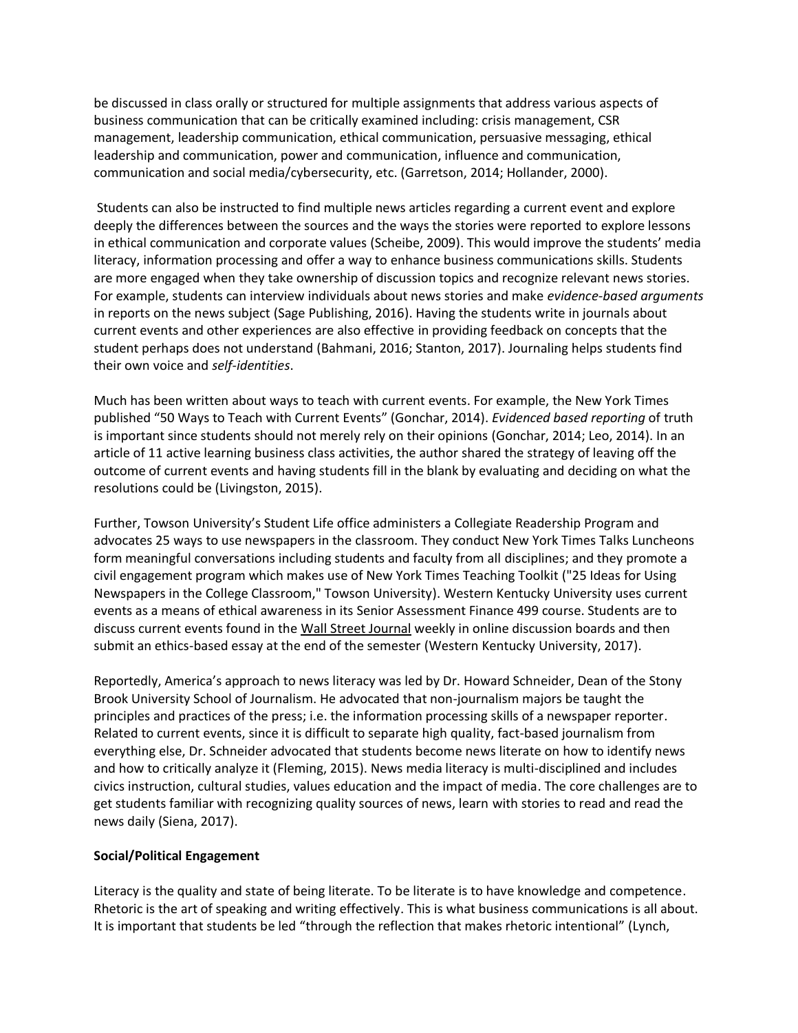be discussed in class orally or structured for multiple assignments that address various aspects of business communication that can be critically examined including: crisis management, CSR management, leadership communication, ethical communication, persuasive messaging, ethical leadership and communication, power and communication, influence and communication, communication and social media/cybersecurity, etc. (Garretson, 2014; Hollander, 2000).

Students can also be instructed to find multiple news articles regarding a current event and explore deeply the differences between the sources and the ways the stories were reported to explore lessons in ethical communication and corporate values (Scheibe, 2009). This would improve the students' media literacy, information processing and offer a way to enhance business communications skills. Students are more engaged when they take ownership of discussion topics and recognize relevant news stories. For example, students can interview individuals about news stories and make *evidence-based arguments* in reports on the news subject (Sage Publishing, 2016). Having the students write in journals about current events and other experiences are also effective in providing feedback on concepts that the student perhaps does not understand (Bahmani, 2016; Stanton, 2017). Journaling helps students find their own voice and *self-identities*.

Much has been written about ways to teach with current events. For example, the New York Times published "50 Ways to Teach with Current Events" (Gonchar, 2014). *Evidenced based reporting* of truth is important since students should not merely rely on their opinions (Gonchar, 2014; Leo, 2014). In an article of 11 active learning business class activities, the author shared the strategy of leaving off the outcome of current events and having students fill in the blank by evaluating and deciding on what the resolutions could be (Livingston, 2015).

Further, Towson University's Student Life office administers a Collegiate Readership Program and advocates 25 ways to use newspapers in the classroom. They conduct New York Times Talks Luncheons form meaningful conversations including students and faculty from all disciplines; and they promote a civil engagement program which makes use of New York Times Teaching Toolkit ("25 Ideas for Using Newspapers in the College Classroom," Towson University). Western Kentucky University uses current events as a means of ethical awareness in its Senior Assessment Finance 499 course. Students are to discuss current events found in the Wall Street Journal weekly in online discussion boards and then submit an ethics-based essay at the end of the semester (Western Kentucky University, 2017).

Reportedly, America's approach to news literacy was led by Dr. Howard Schneider, Dean of the Stony Brook University School of Journalism. He advocated that non-journalism majors be taught the principles and practices of the press; i.e. the information processing skills of a newspaper reporter. Related to current events, since it is difficult to separate high quality, fact-based journalism from everything else, Dr. Schneider advocated that students become news literate on how to identify news and how to critically analyze it (Fleming, 2015). News media literacy is multi-disciplined and includes civics instruction, cultural studies, values education and the impact of media. The core challenges are to get students familiar with recognizing quality sources of news, learn with stories to read and read the news daily (Siena, 2017).

**Social/Political Engagement**

Literacy is the quality and state of being literate. To be literate is to have knowledge and competence. Rhetoric is the art of speaking and writing effectively. This is what business communications is all about. It is important that students be led "through the reflection that makes rhetoric intentional" (Lynch,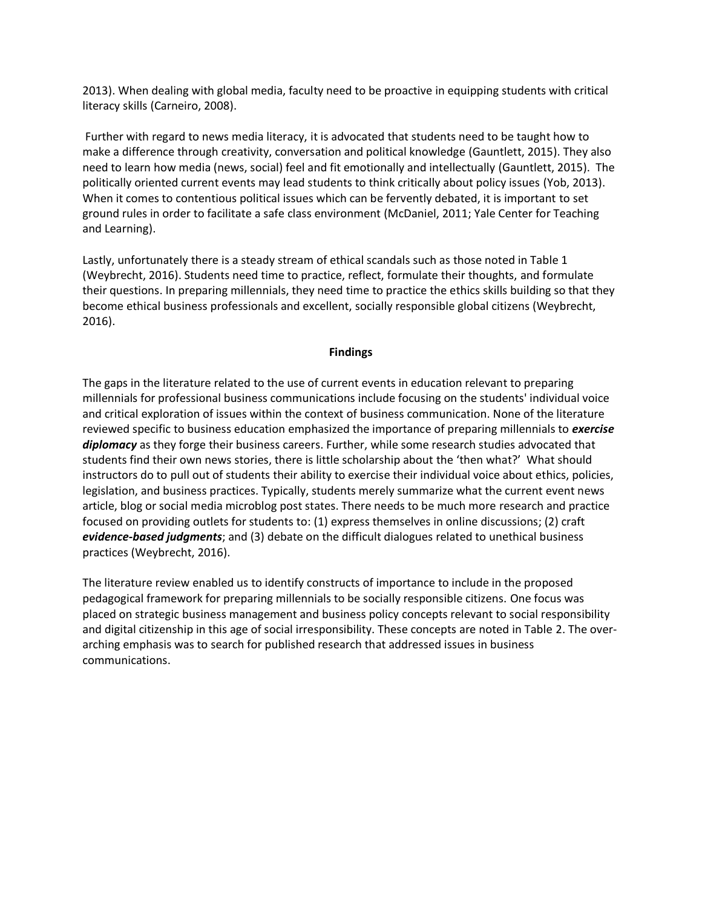2013). When dealing with global media, faculty need to be proactive in equipping students with critical literacy skills (Carneiro, 2008).

Further with regard to news media literacy, it is advocated that students need to be taught how to make a difference through creativity, conversation and political knowledge (Gauntlett, 2015). They also need to learn how media (news, social) feel and fit emotionally and intellectually (Gauntlett, 2015). The politically oriented current events may lead students to think critically about policy issues (Yob, 2013). When it comes to contentious political issues which can be fervently debated, it is important to set ground rules in order to facilitate a safe class environment (McDaniel, 2011; Yale Center for Teaching and Learning).

Lastly, unfortunately there is a steady stream of ethical scandals such as those noted in Table 1 (Weybrecht, 2016). Students need time to practice, reflect, formulate their thoughts, and formulate their questions. In preparing millennials, they need time to practice the ethics skills building so that they become ethical business professionals and excellent, socially responsible global citizens (Weybrecht, 2016).

## Findings

The gaps in the literature related to the use of current events in education relevant to preparing millennials for professional business communications include focusing on the students' individual voice and critical exploration of issues within the context of business communication. None of the literature reviewed specific to business education emphasized the importance of preparing millennials to ***exercise diplomacy*** as they forge their business careers. Further, while some research studies advocated that students find their own news stories, there is little scholarship about the 'then what?' What should instructors do to pull out of students their ability to exercise their individual voice about ethics, policies, legislation, and business practices. Typically, students merely summarize what the current event news article, blog or social media microblog post states. There needs to be much more research and practice focused on providing outlets for students to: (1) express themselves in online discussions; (2) craft ***evidence-based judgments***; and (3) debate on the difficult dialogues related to unethical business practices (Weybrecht, 2016).

The literature review enabled us to identify constructs of importance to include in the proposed pedagogical framework for preparing millennials to be socially responsible citizens. One focus was placed on strategic business management and business policy concepts relevant to social responsibility and digital citizenship in this age of social irresponsibility. These concepts are noted in Table 2. The over-arching emphasis was to search for published research that addressed issues in business communications.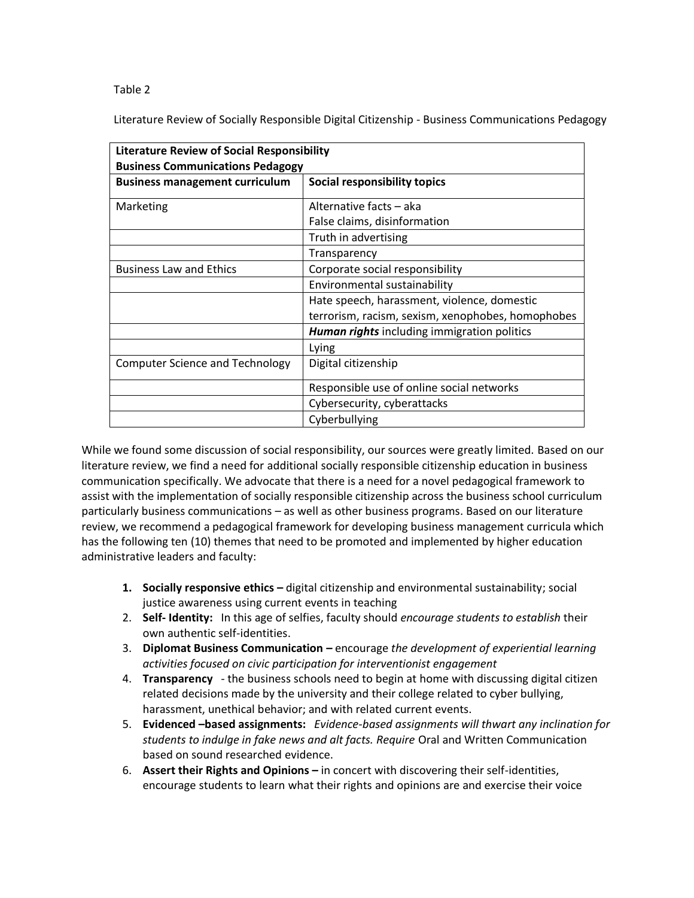Table 2

Literature Review of Socially Responsible Digital Citizenship - Business Communications Pedagogy

| **Literature Review of Social Responsibility Business Communications Pedagogy** | |
|---|---|
| **Business management curriculum** | **Social responsibility topics** |
| Marketing | Alternative facts – aka False claims, disinformation |
| | Truth in advertising |
| | Transparency |
| Business Law and Ethics | Corporate social responsibility |
| | Environmental sustainability |
| | Hate speech, harassment, violence, domestic terrorism, racism, sexism, xenophobes, homophobes |
| | ***Human rights*** including immigration politics |
| | Lying |
| Computer Science and Technology | Digital citizenship |
| | Responsible use of online social networks |
| | Cybersecurity, cyberattacks |
| | Cyberbullying |

While we found some discussion of social responsibility, our sources were greatly limited. Based on our literature review, we find a need for additional socially responsible citizenship education in business communication specifically. We advocate that there is a need for a novel pedagogical framework to assist with the implementation of socially responsible citizenship across the business school curriculum particularly business communications – as well as other business programs. Based on our literature review, we recommend a pedagogical framework for developing business management curricula which has the following ten (10) themes that need to be promoted and implemented by higher education administrative leaders and faculty:

1. **Socially responsive ethics –** digital citizenship and environmental sustainability; social justice awareness using current events in teaching
2. **Self- Identity:** In this age of selfies, faculty should *encourage students to establish* their own authentic self-identities.
3. **Diplomat Business Communication –** encourage *the development of experiential learning activities focused on civic participation for interventionist engagement*
4. **Transparency** - the business schools need to begin at home with discussing digital citizen related decisions made by the university and their college related to cyber bullying, harassment, unethical behavior; and with related current events.
5. **Evidenced –based assignments:** *Evidence-based assignments will thwart any inclination for students to indulge in fake news and alt facts. Require* Oral and Written Communication based on sound researched evidence.
6. **Assert their Rights and Opinions –** in concert with discovering their self-identities, encourage students to learn what their rights and opinions are and exercise their voice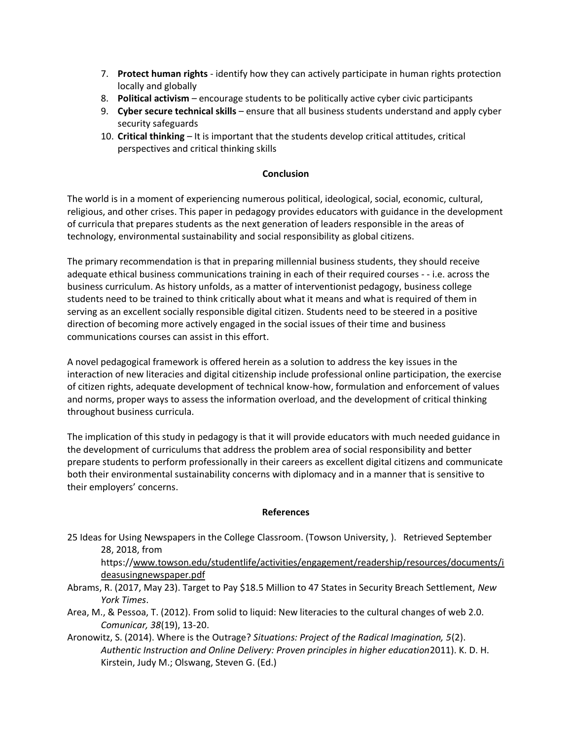7. **Protect human rights** - identify how they can actively participate in human rights protection locally and globally
8. **Political activism** – encourage students to be politically active cyber civic participants
9. **Cyber secure technical skills** – ensure that all business students understand and apply cyber security safeguards
10. **Critical thinking** – It is important that the students develop critical attitudes, critical perspectives and critical thinking skills

## Conclusion

The world is in a moment of experiencing numerous political, ideological, social, economic, cultural, religious, and other crises. This paper in pedagogy provides educators with guidance in the development of curricula that prepares students as the next generation of leaders responsible in the areas of technology, environmental sustainability and social responsibility as global citizens.

The primary recommendation is that in preparing millennial business students, they should receive adequate ethical business communications training in each of their required courses - - i.e. across the business curriculum. As history unfolds, as a matter of interventionist pedagogy, business college students need to be trained to think critically about what it means and what is required of them in serving as an excellent socially responsible digital citizen. Students need to be steered in a positive direction of becoming more actively engaged in the social issues of their time and business communications courses can assist in this effort.

A novel pedagogical framework is offered herein as a solution to address the key issues in the interaction of new literacies and digital citizenship include professional online participation, the exercise of citizen rights, adequate development of technical know-how, formulation and enforcement of values and norms, proper ways to assess the information overload, and the development of critical thinking throughout business curricula.

The implication of this study in pedagogy is that it will provide educators with much needed guidance in the development of curriculums that address the problem area of social responsibility and better prepare students to perform professionally in their careers as excellent digital citizens and communicate both their environmental sustainability concerns with diplomacy and in a manner that is sensitive to their employers' concerns.

## References

25 Ideas for Using Newspapers in the College Classroom. (Towson University, ). Retrieved September 28, 2018, from https://www.towson.edu/studentlife/activities/engagement/readership/resources/documents/ideasusingnewspaper.pdf

Abrams, R. (2017, May 23). Target to Pay $18.5 Million to 47 States in Security Breach Settlement, *New York Times*.

Area, M., & Pessoa, T. (2012). From solid to liquid: New literacies to the cultural changes of web 2.0. *Comunicar, 38*(19), 13-20.

Aronowitz, S. (2014). Where is the Outrage? *Situations: Project of the Radical Imagination, 5*(2). *Authentic Instruction and Online Delivery: Proven principles in higher education*2011). K. D. H. Kirstein, Judy M.; Olswang, Steven G. (Ed.)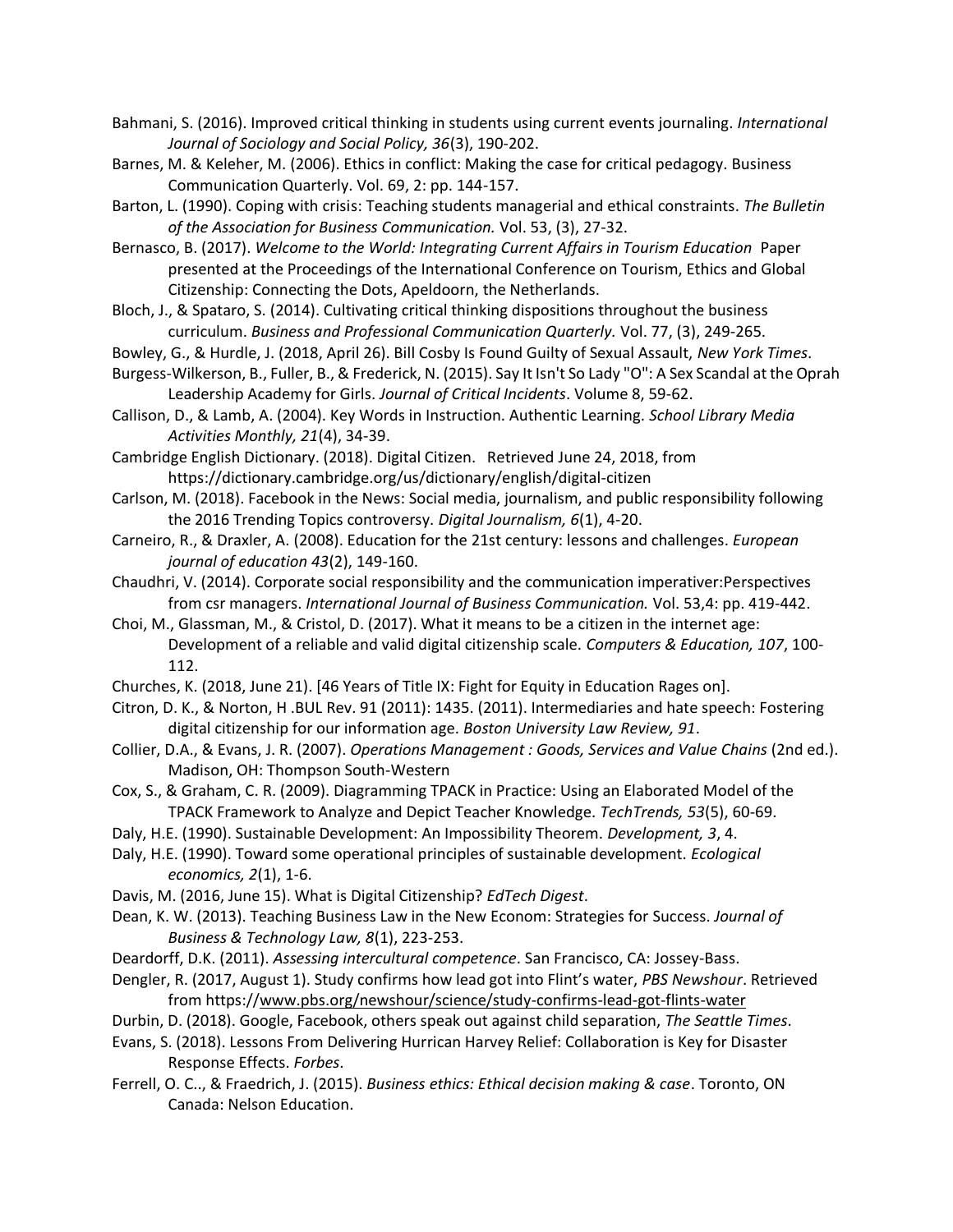Bahmani, S. (2016). Improved critical thinking in students using current events journaling. *International Journal of Sociology and Social Policy, 36*(3), 190-202.

Barnes, M. & Keleher, M. (2006). Ethics in conflict: Making the case for critical pedagogy. Business Communication Quarterly. Vol. 69, 2: pp. 144-157.

Barton, L. (1990). Coping with crisis: Teaching students managerial and ethical constraints. *The Bulletin of the Association for Business Communication.* Vol. 53, (3), 27-32.

Bernasco, B. (2017). *Welcome to the World: Integrating Current Affairs in Tourism Education* Paper presented at the Proceedings of the International Conference on Tourism, Ethics and Global Citizenship: Connecting the Dots, Apeldoorn, the Netherlands.

Bloch, J., & Spataro, S. (2014). Cultivating critical thinking dispositions throughout the business curriculum. *Business and Professional Communication Quarterly.* Vol. 77, (3), 249-265.

Bowley, G., & Hurdle, J. (2018, April 26). Bill Cosby Is Found Guilty of Sexual Assault, *New York Times*.

Burgess-Wilkerson, B., Fuller, B., & Frederick, N. (2015). Say It Isn't So Lady "O": A Sex Scandal at the Oprah Leadership Academy for Girls. *Journal of Critical Incidents*. Volume 8, 59-62.

Callison, D., & Lamb, A. (2004). Key Words in Instruction. Authentic Learning. *School Library Media Activities Monthly, 21*(4), 34-39.

Cambridge English Dictionary. (2018). Digital Citizen. Retrieved June 24, 2018, from https://dictionary.cambridge.org/us/dictionary/english/digital-citizen

Carlson, M. (2018). Facebook in the News: Social media, journalism, and public responsibility following the 2016 Trending Topics controversy. *Digital Journalism, 6*(1), 4-20.

Carneiro, R., & Draxler, A. (2008). Education for the 21st century: lessons and challenges. *European journal of education 43*(2), 149-160.

Chaudhri, V. (2014). Corporate social responsibility and the communication imperativer:Perspectives from csr managers. *International Journal of Business Communication.* Vol. 53,4: pp. 419-442.

Choi, M., Glassman, M., & Cristol, D. (2017). What it means to be a citizen in the internet age: Development of a reliable and valid digital citizenship scale. *Computers & Education, 107*, 100-112.

Churches, K. (2018, June 21). [46 Years of Title IX: Fight for Equity in Education Rages on].

Citron, D. K., & Norton, H .BUL Rev. 91 (2011): 1435. (2011). Intermediaries and hate speech: Fostering digital citizenship for our information age. *Boston University Law Review, 91*.

Collier, D.A., & Evans, J. R. (2007). *Operations Management : Goods, Services and Value Chains* (2nd ed.). Madison, OH: Thompson South-Western

Cox, S., & Graham, C. R. (2009). Diagramming TPACK in Practice: Using an Elaborated Model of the TPACK Framework to Analyze and Depict Teacher Knowledge. *TechTrends, 53*(5), 60-69.

Daly, H.E. (1990). Sustainable Development: An Impossibility Theorem. *Development, 3*, 4.

Daly, H.E. (1990). Toward some operational principles of sustainable development. *Ecological economics, 2*(1), 1-6.

Davis, M. (2016, June 15). What is Digital Citizenship? *EdTech Digest*.

Dean, K. W. (2013). Teaching Business Law in the New Econom: Strategies for Success. *Journal of Business & Technology Law, 8*(1), 223-253.

Deardorff, D.K. (2011). *Assessing intercultural competence*. San Francisco, CA: Jossey-Bass.

Dengler, R. (2017, August 1). Study confirms how lead got into Flint's water, *PBS Newshour*. Retrieved from https://www.pbs.org/newshour/science/study-confirms-lead-got-flints-water

Durbin, D. (2018). Google, Facebook, others speak out against child separation, *The Seattle Times*.

Evans, S. (2018). Lessons From Delivering Hurrican Harvey Relief: Collaboration is Key for Disaster Response Effects. *Forbes*.

Ferrell, O. C.., & Fraedrich, J. (2015). *Business ethics: Ethical decision making & case*. Toronto, ON Canada: Nelson Education.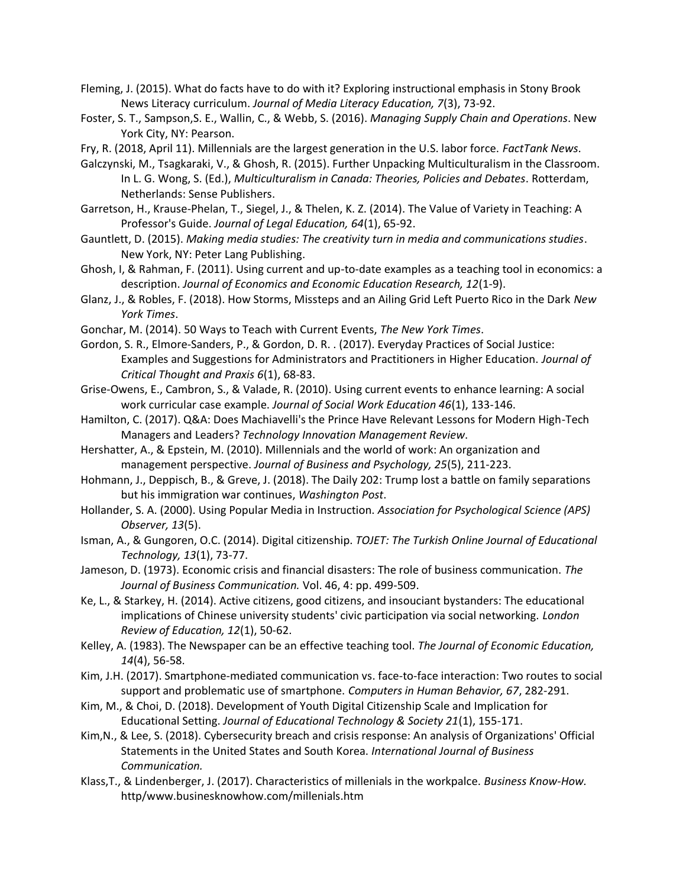Fleming, J. (2015). What do facts have to do with it? Exploring instructional emphasis in Stony Brook News Literacy curriculum. *Journal of Media Literacy Education, 7*(3), 73-92.

Foster, S. T., Sampson,S. E., Wallin, C., & Webb, S. (2016). *Managing Supply Chain and Operations*. New York City, NY: Pearson.

Fry, R. (2018, April 11). Millennials are the largest generation in the U.S. labor force. *FactTank News*.

Galczynski, M., Tsagkaraki, V., & Ghosh, R. (2015). Further Unpacking Multiculturalism in the Classroom. In L. G. Wong, S. (Ed.), *Multiculturalism in Canada: Theories, Policies and Debates*. Rotterdam, Netherlands: Sense Publishers.

Garretson, H., Krause-Phelan, T., Siegel, J., & Thelen, K. Z. (2014). The Value of Variety in Teaching: A Professor's Guide. *Journal of Legal Education, 64*(1), 65-92.

Gauntlett, D. (2015). *Making media studies: The creativity turn in media and communications studies*. New York, NY: Peter Lang Publishing.

Ghosh, I, & Rahman, F. (2011). Using current and up-to-date examples as a teaching tool in economics: a description. *Journal of Economics and Economic Education Research, 12*(1-9).

Glanz, J., & Robles, F. (2018). How Storms, Missteps and an Ailing Grid Left Puerto Rico in the Dark *New York Times*.

Gonchar, M. (2014). 50 Ways to Teach with Current Events, *The New York Times*.

Gordon, S. R., Elmore-Sanders, P., & Gordon, D. R. . (2017). Everyday Practices of Social Justice: Examples and Suggestions for Administrators and Practitioners in Higher Education. *Journal of Critical Thought and Praxis 6*(1), 68-83.

Grise-Owens, E., Cambron, S., & Valade, R. (2010). Using current events to enhance learning: A social work curricular case example. *Journal of Social Work Education 46*(1), 133-146.

Hamilton, C. (2017). Q&A: Does Machiavelli's the Prince Have Relevant Lessons for Modern High-Tech Managers and Leaders? *Technology Innovation Management Review*.

Hershatter, A., & Epstein, M. (2010). Millennials and the world of work: An organization and management perspective. *Journal of Business and Psychology, 25*(5), 211-223.

Hohmann, J., Deppisch, B., & Greve, J. (2018). The Daily 202: Trump lost a battle on family separations but his immigration war continues, *Washington Post*.

Hollander, S. A. (2000). Using Popular Media in Instruction. *Association for Psychological Science (APS) Observer, 13*(5).

Isman, A., & Gungoren, O.C. (2014). Digital citizenship. *TOJET: The Turkish Online Journal of Educational Technology, 13*(1), 73-77.

Jameson, D. (1973). Economic crisis and financial disasters: The role of business communication. *The Journal of Business Communication.* Vol. 46, 4: pp. 499-509.

Ke, L., & Starkey, H. (2014). Active citizens, good citizens, and insouciant bystanders: The educational implications of Chinese university students' civic participation via social networking. *London Review of Education, 12*(1), 50-62.

Kelley, A. (1983). The Newspaper can be an effective teaching tool. *The Journal of Economic Education, 14*(4), 56-58.

Kim, J.H. (2017). Smartphone-mediated communication vs. face-to-face interaction: Two routes to social support and problematic use of smartphone. *Computers in Human Behavior, 67*, 282-291.

Kim, M., & Choi, D. (2018). Development of Youth Digital Citizenship Scale and Implication for Educational Setting. *Journal of Educational Technology & Society 21*(1), 155-171.

Kim,N., & Lee, S. (2018). Cybersecurity breach and crisis response: An analysis of Organizations' Official Statements in the United States and South Korea. *International Journal of Business Communication.*

Klass,T., & Lindenberger, J. (2017). Characteristics of millenials in the workpalce. *Business Know-How.* http/www.businesknowhow.com/millenials.htm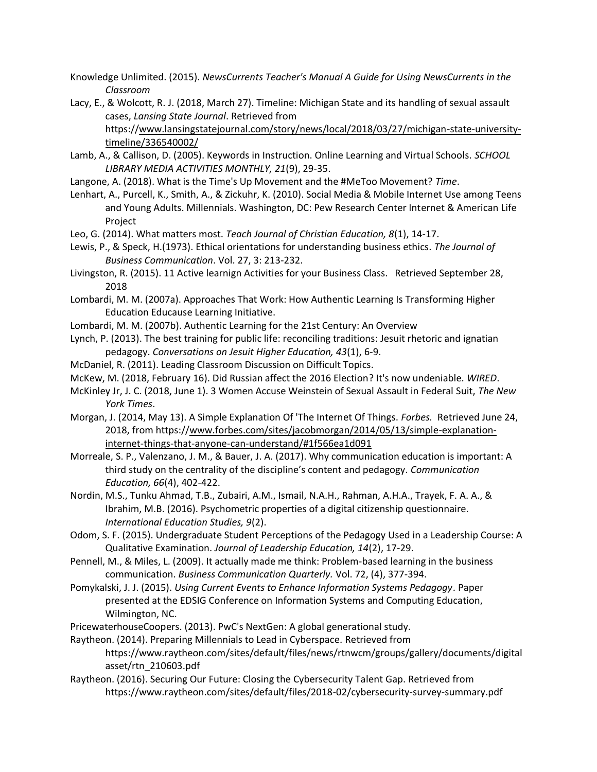Knowledge Unlimited. (2015). *NewsCurrents Teacher's Manual A Guide for Using NewsCurrents in the Classroom*

Lacy, E., & Wolcott, R. J. (2018, March 27). Timeline: Michigan State and its handling of sexual assault cases, *Lansing State Journal*. Retrieved from https://www.lansingstatejournal.com/story/news/local/2018/03/27/michigan-state-university-timeline/336540002/

Lamb, A., & Callison, D. (2005). Keywords in Instruction. Online Learning and Virtual Schools. *SCHOOL LIBRARY MEDIA ACTIVITIES MONTHLY, 21*(9), 29-35.

Langone, A. (2018). What is the Time's Up Movement and the #MeToo Movement? *Time*.

Lenhart, A., Purcell, K., Smith, A., & Zickuhr, K. (2010). Social Media & Mobile Internet Use among Teens and Young Adults. Millennials. Washington, DC: Pew Research Center Internet & American Life Project

Leo, G. (2014). What matters most. *Teach Journal of Christian Education, 8*(1), 14-17.

Lewis, P., & Speck, H.(1973). Ethical orientations for understanding business ethics. *The Journal of Business Communication*. Vol. 27, 3: 213-232.

Livingston, R. (2015). 11 Active learnign Activities for your Business Class. Retrieved September 28, 2018

Lombardi, M. M. (2007a). Approaches That Work: How Authentic Learning Is Transforming Higher Education Educause Learning Initiative.

Lombardi, M. M. (2007b). Authentic Learning for the 21st Century: An Overview

Lynch, P. (2013). The best training for public life: reconciling traditions: Jesuit rhetoric and ignatian pedagogy. *Conversations on Jesuit Higher Education, 43*(1), 6-9.

McDaniel, R. (2011). Leading Classroom Discussion on Difficult Topics.

McKew, M. (2018, February 16). Did Russian affect the 2016 Election? It's now undeniable. *WIRED*.

McKinley Jr, J. C. (2018, June 1). 3 Women Accuse Weinstein of Sexual Assault in Federal Suit, *The New York Times*.

Morgan, J. (2014, May 13). A Simple Explanation Of 'The Internet Of Things. *Forbes.* Retrieved June 24, 2018, from https://www.forbes.com/sites/jacobmorgan/2014/05/13/simple-explanation-internet-things-that-anyone-can-understand/#1f566ea1d091

Morreale, S. P., Valenzano, J. M., & Bauer, J. A. (2017). Why communication education is important: A third study on the centrality of the discipline's content and pedagogy. *Communication Education, 66*(4), 402-422.

Nordin, M.S., Tunku Ahmad, T.B., Zubairi, A.M., Ismail, N.A.H., Rahman, A.H.A., Trayek, F. A. A., & Ibrahim, M.B. (2016). Psychometric properties of a digital citizenship questionnaire. *International Education Studies, 9*(2).

Odom, S. F. (2015). Undergraduate Student Perceptions of the Pedagogy Used in a Leadership Course: A Qualitative Examination. *Journal of Leadership Education, 14*(2), 17-29.

Pennell, M., & Miles, L. (2009). It actually made me think: Problem-based learning in the business communication. *Business Communication Quarterly.* Vol. 72, (4), 377-394.

Pomykalski, J. J. (2015). *Using Current Events to Enhance Information Systems Pedagogy*. Paper presented at the EDSIG Conference on Information Systems and Computing Education, Wilmington, NC.

PricewaterhouseCoopers. (2013). PwC's NextGen: A global generational study.

Raytheon. (2014). Preparing Millennials to Lead in Cyberspace. Retrieved from https://www.raytheon.com/sites/default/files/news/rtnwcm/groups/gallery/documents/digitalasset/rtn_210603.pdf

Raytheon. (2016). Securing Our Future: Closing the Cybersecurity Talent Gap. Retrieved from https://www.raytheon.com/sites/default/files/2018-02/cybersecurity-survey-summary.pdf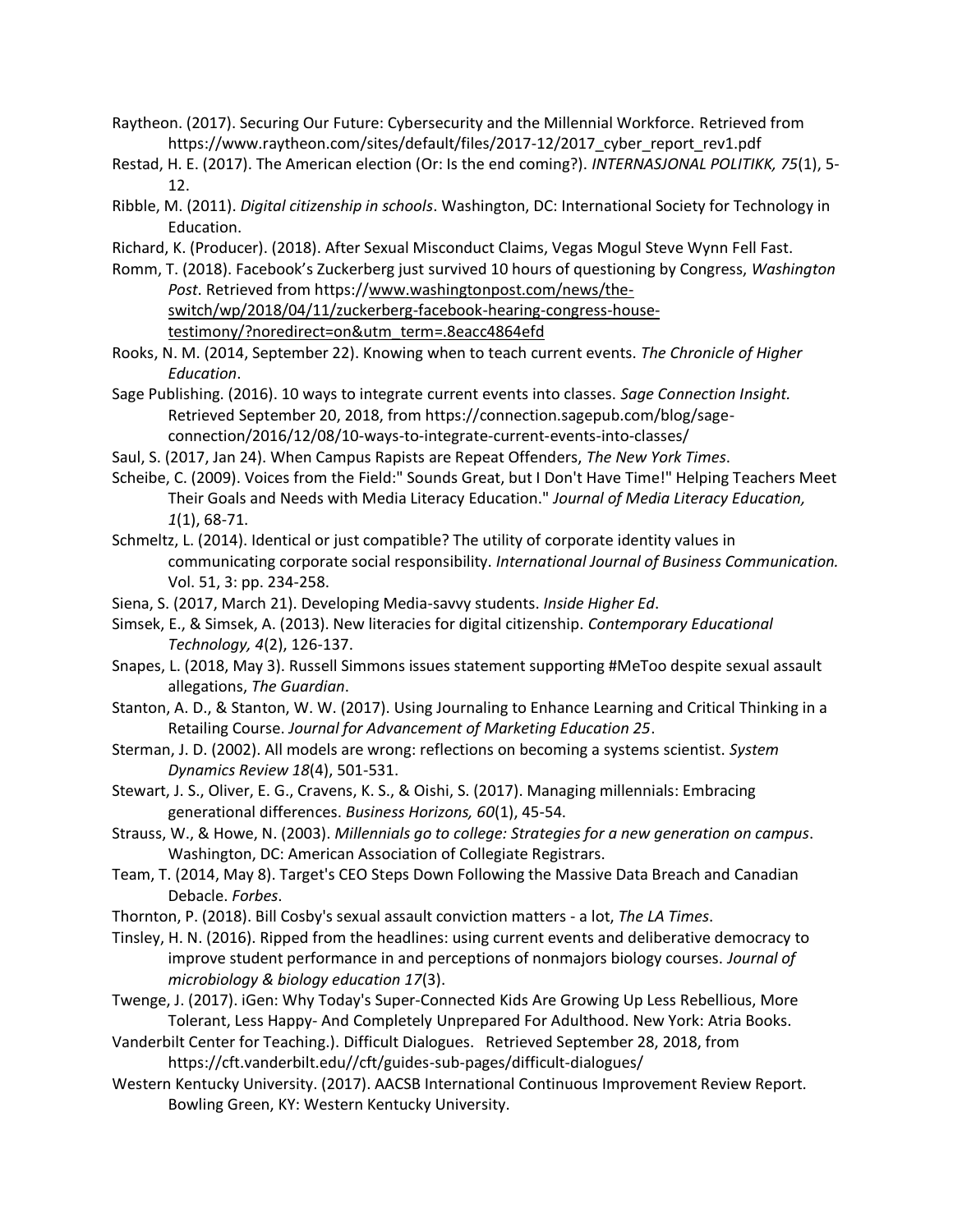Raytheon. (2017). Securing Our Future: Cybersecurity and the Millennial Workforce. Retrieved from https://www.raytheon.com/sites/default/files/2017-12/2017_cyber_report_rev1.pdf

Restad, H. E. (2017). The American election (Or: Is the end coming?). *INTERNASJONAL POLITIKK, 75*(1), 5-12.

Ribble, M. (2011). *Digital citizenship in schools*. Washington, DC: International Society for Technology in Education.

Richard, K. (Producer). (2018). After Sexual Misconduct Claims, Vegas Mogul Steve Wynn Fell Fast.

Romm, T. (2018). Facebook's Zuckerberg just survived 10 hours of questioning by Congress, *Washington Post*. Retrieved from https://www.washingtonpost.com/news/the-switch/wp/2018/04/11/zuckerberg-facebook-hearing-congress-house-testimony/?noredirect=on&utm_term=.8eacc4864efd

Rooks, N. M. (2014, September 22). Knowing when to teach current events. *The Chronicle of Higher Education*.

Sage Publishing. (2016). 10 ways to integrate current events into classes. *Sage Connection Insight.* Retrieved September 20, 2018, from https://connection.sagepub.com/blog/sage-connection/2016/12/08/10-ways-to-integrate-current-events-into-classes/

Saul, S. (2017, Jan 24). When Campus Rapists are Repeat Offenders, *The New York Times*.

Scheibe, C. (2009). Voices from the Field:" Sounds Great, but I Don't Have Time!" Helping Teachers Meet Their Goals and Needs with Media Literacy Education." *Journal of Media Literacy Education, 1*(1), 68-71.

Schmeltz, L. (2014). Identical or just compatible? The utility of corporate identity values in communicating corporate social responsibility. *International Journal of Business Communication.* Vol. 51, 3: pp. 234-258.

Siena, S. (2017, March 21). Developing Media-savvy students. *Inside Higher Ed*.

Simsek, E., & Simsek, A. (2013). New literacies for digital citizenship. *Contemporary Educational Technology, 4*(2), 126-137.

Snapes, L. (2018, May 3). Russell Simmons issues statement supporting #MeToo despite sexual assault allegations, *The Guardian*.

Stanton, A. D., & Stanton, W. W. (2017). Using Journaling to Enhance Learning and Critical Thinking in a Retailing Course. *Journal for Advancement of Marketing Education 25*.

Sterman, J. D. (2002). All models are wrong: reflections on becoming a systems scientist. *System Dynamics Review 18*(4), 501-531.

Stewart, J. S., Oliver, E. G., Cravens, K. S., & Oishi, S. (2017). Managing millennials: Embracing generational differences. *Business Horizons, 60*(1), 45-54.

Strauss, W., & Howe, N. (2003). *Millennials go to college: Strategies for a new generation on campus*. Washington, DC: American Association of Collegiate Registrars.

Team, T. (2014, May 8). Target's CEO Steps Down Following the Massive Data Breach and Canadian Debacle. *Forbes*.

Thornton, P. (2018). Bill Cosby's sexual assault conviction matters - a lot, *The LA Times*.

Tinsley, H. N. (2016). Ripped from the headlines: using current events and deliberative democracy to improve student performance in and perceptions of nonmajors biology courses. *Journal of microbiology & biology education 17*(3).

Twenge, J. (2017). iGen: Why Today's Super-Connected Kids Are Growing Up Less Rebellious, More Tolerant, Less Happy- And Completely Unprepared For Adulthood. New York: Atria Books.

Vanderbilt Center for Teaching.). Difficult Dialogues. Retrieved September 28, 2018, from https://cft.vanderbilt.edu//cft/guides-sub-pages/difficult-dialogues/

Western Kentucky University. (2017). AACSB International Continuous Improvement Review Report. Bowling Green, KY: Western Kentucky University.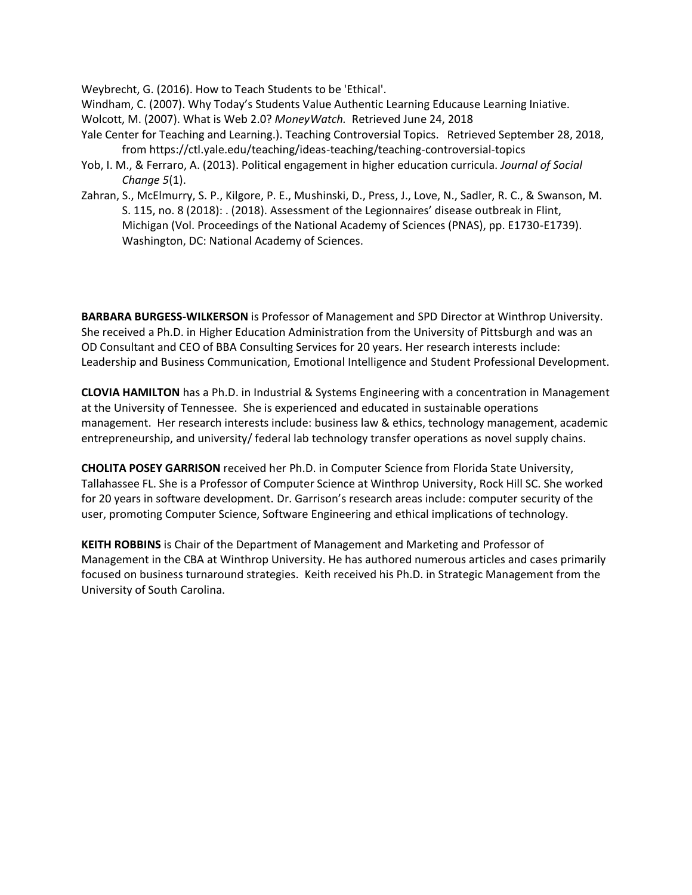Weybrecht, G. (2016). How to Teach Students to be 'Ethical'.

Windham, C. (2007). Why Today's Students Value Authentic Learning Educause Learning Iniative.

Wolcott, M. (2007). What is Web 2.0? *MoneyWatch.* Retrieved June 24, 2018

Yale Center for Teaching and Learning.). Teaching Controversial Topics. Retrieved September 28, 2018, from https://ctl.yale.edu/teaching/ideas-teaching/teaching-controversial-topics

Yob, I. M., & Ferraro, A. (2013). Political engagement in higher education curricula. *Journal of Social Change 5*(1).

Zahran, S., McElmurry, S. P., Kilgore, P. E., Mushinski, D., Press, J., Love, N., Sadler, R. C., & Swanson, M. S. 115, no. 8 (2018): . (2018). Assessment of the Legionnaires' disease outbreak in Flint, Michigan (Vol. Proceedings of the National Academy of Sciences (PNAS), pp. E1730-E1739). Washington, DC: National Academy of Sciences.

**BARBARA BURGESS-WILKERSON** is Professor of Management and SPD Director at Winthrop University. She received a Ph.D. in Higher Education Administration from the University of Pittsburgh and was an OD Consultant and CEO of BBA Consulting Services for 20 years. Her research interests include: Leadership and Business Communication, Emotional Intelligence and Student Professional Development.

**CLOVIA HAMILTON** has a Ph.D. in Industrial & Systems Engineering with a concentration in Management at the University of Tennessee. She is experienced and educated in sustainable operations management. Her research interests include: business law & ethics, technology management, academic entrepreneurship, and university/ federal lab technology transfer operations as novel supply chains.

**CHOLITA POSEY GARRISON** received her Ph.D. in Computer Science from Florida State University, Tallahassee FL. She is a Professor of Computer Science at Winthrop University, Rock Hill SC. She worked for 20 years in software development. Dr. Garrison's research areas include: computer security of the user, promoting Computer Science, Software Engineering and ethical implications of technology.

**KEITH ROBBINS** is Chair of the Department of Management and Marketing and Professor of Management in the CBA at Winthrop University. He has authored numerous articles and cases primarily focused on business turnaround strategies. Keith received his Ph.D. in Strategic Management from the University of South Carolina.